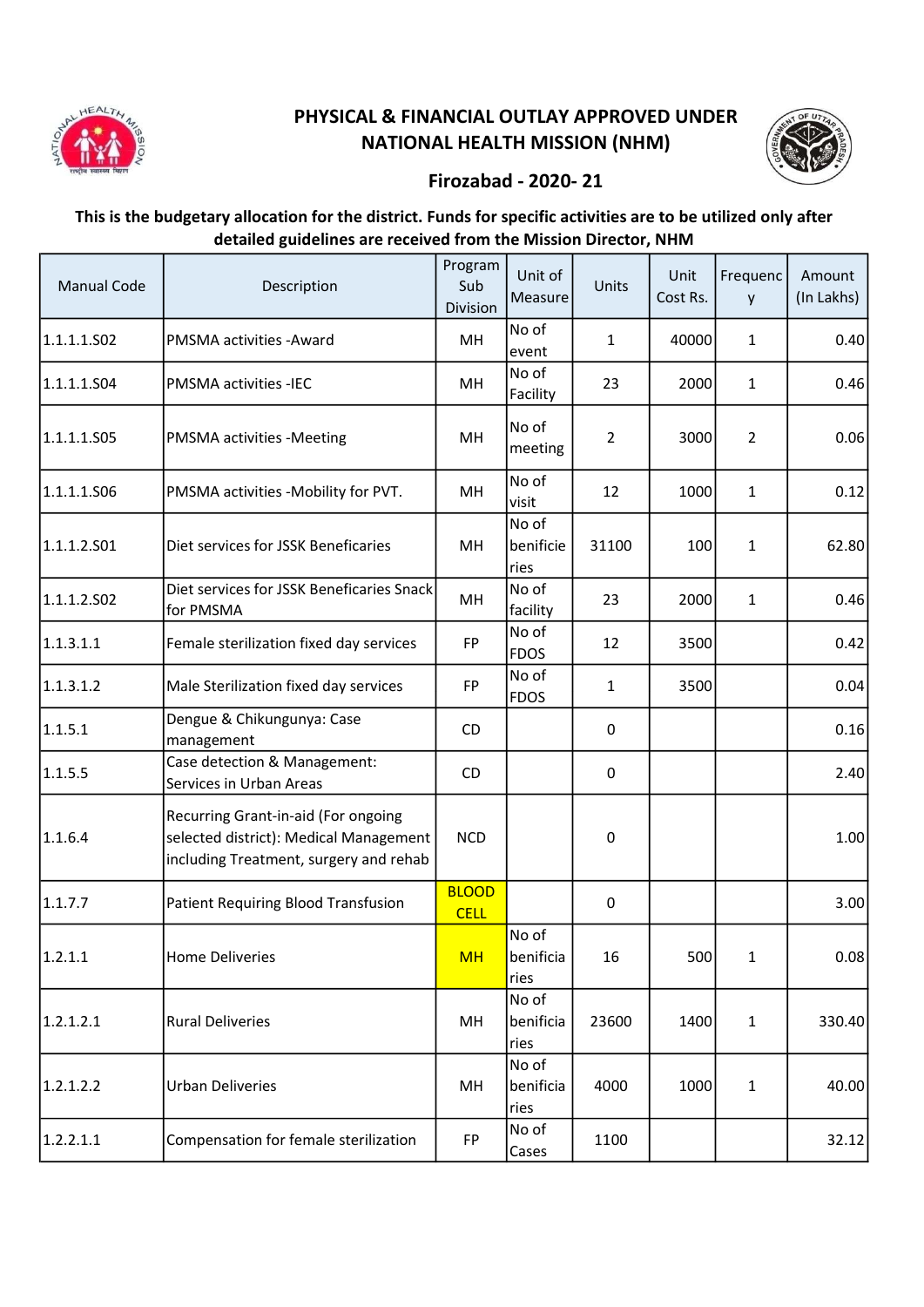# PHYSICAL & FINANCIAL OUTLAY APPROVED UNDER NATIONAL HEALTH MISSION (NHM)

## Firozabad - 2020- 21

**This is the budgetary allocation for the district. Funds for specific activities are to be utilized only after detailed guidelines are received from the Mission Director, NHM**

| Manual Code | Description | Program Sub Division | Unit of Measure | Units | Unit Cost Rs. | Frequency | Amount (In Lakhs) |
|---|---|---|---|---|---|---|---|
| 1.1.1.1.S02 | PMSMA activities -Award | MH | No of event | 1 | 40000 | 1 | 0.40 |
| 1.1.1.1.S04 | PMSMA activities -IEC | MH | No of Facility | 23 | 2000 | 1 | 0.46 |
| 1.1.1.1.S05 | PMSMA activities -Meeting | MH | No of meeting | 2 | 3000 | 2 | 0.06 |
| 1.1.1.1.S06 | PMSMA activities -Mobility for PVT. | MH | No of visit | 12 | 1000 | 1 | 0.12 |
| 1.1.1.2.S01 | Diet services for JSSK Beneficaries | MH | No of benificieries | 31100 | 100 | 1 | 62.80 |
| 1.1.1.2.S02 | Diet services for JSSK Beneficaries Snack for PMSMA | MH | No of facility | 23 | 2000 | 1 | 0.46 |
| 1.1.3.1.1 | Female sterilization fixed day services | FP | No of FDOS | 12 | 3500 | | 0.42 |
| 1.1.3.1.2 | Male Sterilization fixed day services | FP | No of FDOS | 1 | 3500 | | 0.04 |
| 1.1.5.1 | Dengue & Chikungunya: Case management | CD | | 0 | | | 0.16 |
| 1.1.5.5 | Case detection & Management: Services in Urban Areas | CD | | 0 | | | 2.40 |
| 1.1.6.4 | Recurring Grant-in-aid (For ongoing selected district): Medical Management including Treatment, surgery and rehab | NCD | | 0 | | | 1.00 |
| 1.1.7.7 | Patient Requiring Blood Transfusion | BLOOD CELL | | 0 | | | 3.00 |
| 1.2.1.1 | Home Deliveries | MH | No of benificiaries | 16 | 500 | 1 | 0.08 |
| 1.2.1.2.1 | Rural Deliveries | MH | No of benificiaries | 23600 | 1400 | 1 | 330.40 |
| 1.2.1.2.2 | Urban Deliveries | MH | No of benificiaries | 4000 | 1000 | 1 | 40.00 |
| 1.2.2.1.1 | Compensation for female sterilization | FP | No of Cases | 1100 | | | 32.12 |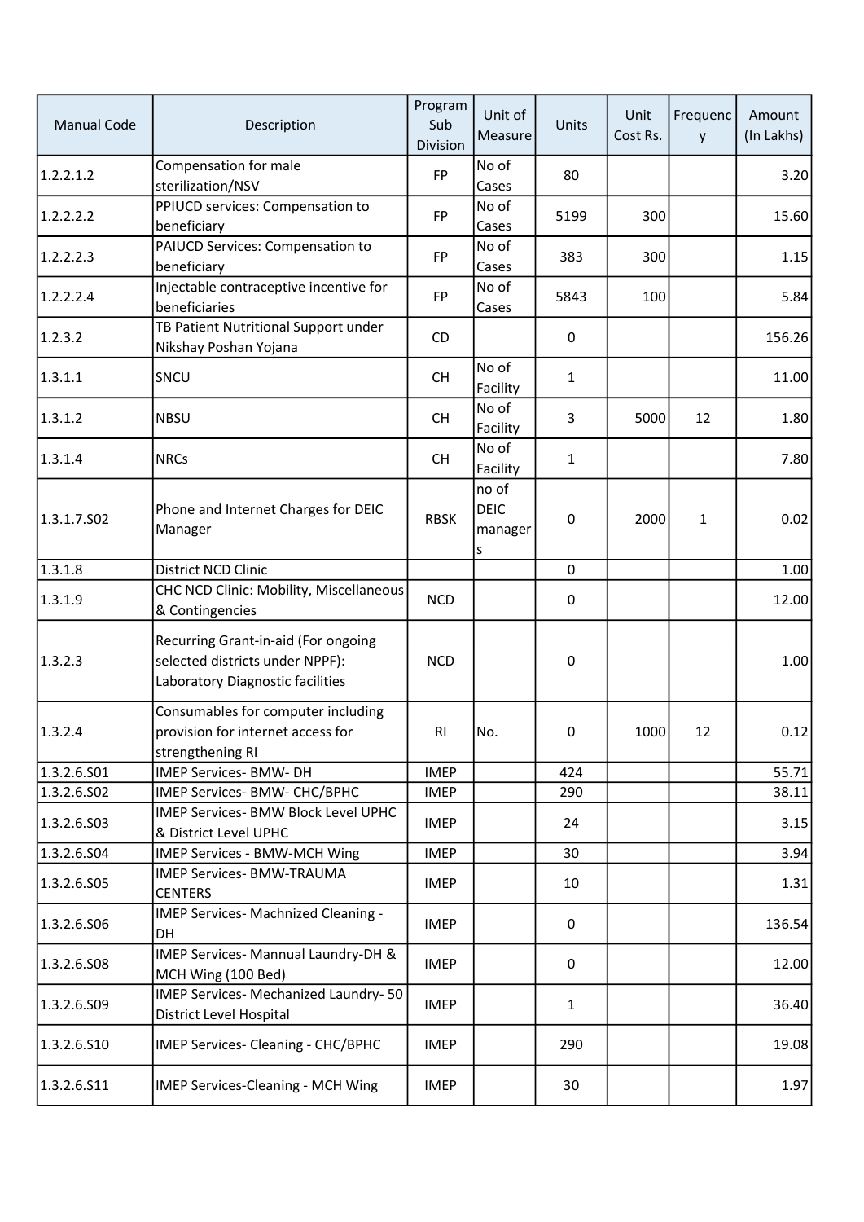| Manual Code | Description | Program Sub Division | Unit of Measure | Units | Unit Cost Rs. | Frequency | Amount (In Lakhs) |
|---|---|---|---|---|---|---|---|
| 1.2.2.1.2 | Compensation for male sterilization/NSV | FP | No of Cases | 80 | | | 3.20 |
| 1.2.2.2.2 | PPIUCD services: Compensation to beneficiary | FP | No of Cases | 5199 | 300 | | 15.60 |
| 1.2.2.2.3 | PAIUCD Services: Compensation to beneficiary | FP | No of Cases | 383 | 300 | | 1.15 |
| 1.2.2.2.4 | Injectable contraceptive incentive for beneficiaries | FP | No of Cases | 5843 | 100 | | 5.84 |
| 1.2.3.2 | TB Patient Nutritional Support under Nikshay Poshan Yojana | CD | | 0 | | | 156.26 |
| 1.3.1.1 | SNCU | CH | No of Facility | 1 | | | 11.00 |
| 1.3.1.2 | NBSU | CH | No of Facility | 3 | 5000 | 12 | 1.80 |
| 1.3.1.4 | NRCs | CH | No of Facility | 1 | | | 7.80 |
| 1.3.1.7.S02 | Phone and Internet Charges for DEIC Manager | RBSK | no of DEIC managers | 0 | 2000 | 1 | 0.02 |
| 1.3.1.8 | District NCD Clinic | | | 0 | | | 1.00 |
| 1.3.1.9 | CHC NCD Clinic: Mobility, Miscellaneous & Contingencies | NCD | | 0 | | | 12.00 |
| 1.3.2.3 | Recurring Grant-in-aid (For ongoing selected districts under NPPF): Laboratory Diagnostic facilities | NCD | | 0 | | | 1.00 |
| 1.3.2.4 | Consumables for computer including provision for internet access for strengthening RI | RI | No. | 0 | 1000 | 12 | 0.12 |
| 1.3.2.6.S01 | IMEP Services- BMW- DH | IMEP | | 424 | | | 55.71 |
| 1.3.2.6.S02 | IMEP Services- BMW- CHC/BPHC | IMEP | | 290 | | | 38.11 |
| 1.3.2.6.S03 | IMEP Services- BMW Block Level UPHC & District Level UPHC | IMEP | | 24 | | | 3.15 |
| 1.3.2.6.S04 | IMEP Services - BMW-MCH Wing | IMEP | | 30 | | | 3.94 |
| 1.3.2.6.S05 | IMEP Services- BMW-TRAUMA CENTERS | IMEP | | 10 | | | 1.31 |
| 1.3.2.6.S06 | IMEP Services- Machnized Cleaning - DH | IMEP | | 0 | | | 136.54 |
| 1.3.2.6.S08 | IMEP Services- Mannual Laundry-DH & MCH Wing (100 Bed) | IMEP | | 0 | | | 12.00 |
| 1.3.2.6.S09 | IMEP Services- Mechanized Laundry- 50 District Level Hospital | IMEP | | 1 | | | 36.40 |
| 1.3.2.6.S10 | IMEP Services- Cleaning - CHC/BPHC | IMEP | | 290 | | | 19.08 |
| 1.3.2.6.S11 | IMEP Services-Cleaning - MCH Wing | IMEP | | 30 | | | 1.97 |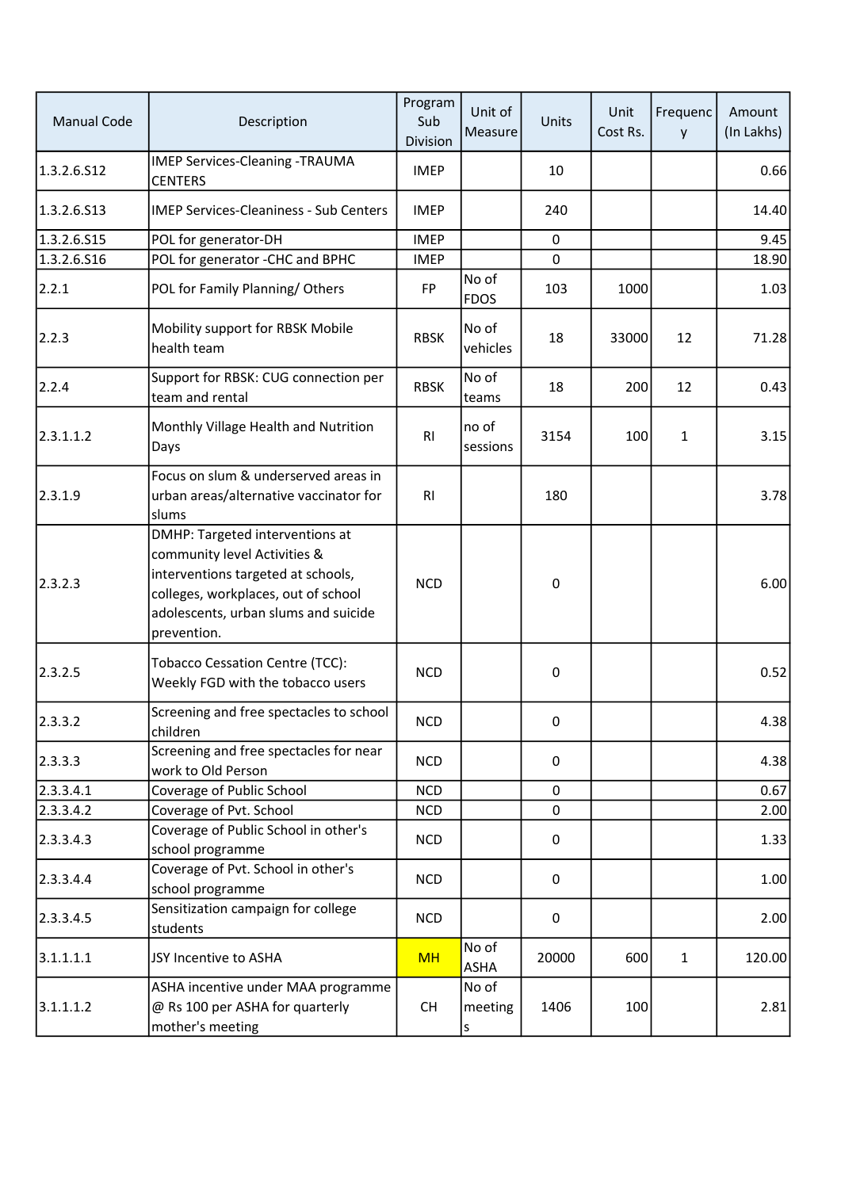| Manual Code | Description | Program Sub Division | Unit of Measure | Units | Unit Cost Rs. | Frequency | Amount (In Lakhs) |
|---|---|---|---|---|---|---|---|
| 1.3.2.6.S12 | IMEP Services-Cleaning -TRAUMA CENTERS | IMEP | | 10 | | | 0.66 |
| 1.3.2.6.S13 | IMEP Services-Cleaniness - Sub Centers | IMEP | | 240 | | | 14.40 |
| 1.3.2.6.S15 | POL for generator-DH | IMEP | | 0 | | | 9.45 |
| 1.3.2.6.S16 | POL for generator -CHC and BPHC | IMEP | | 0 | | | 18.90 |
| 2.2.1 | POL for Family Planning/ Others | FP | No of FDOS | 103 | 1000 | | 1.03 |
| 2.2.3 | Mobility support for RBSK Mobile health team | RBSK | No of vehicles | 18 | 33000 | 12 | 71.28 |
| 2.2.4 | Support for RBSK: CUG connection per team and rental | RBSK | No of teams | 18 | 200 | 12 | 0.43 |
| 2.3.1.1.2 | Monthly Village Health and Nutrition Days | RI | no of sessions | 3154 | 100 | 1 | 3.15 |
| 2.3.1.9 | Focus on slum & underserved areas in urban areas/alternative vaccinator for slums | RI | | 180 | | | 3.78 |
| 2.3.2.3 | DMHP: Targeted interventions at community level Activities & interventions targeted at schools, colleges, workplaces, out of school adolescents, urban slums and suicide prevention. | NCD | | 0 | | | 6.00 |
| 2.3.2.5 | Tobacco Cessation Centre (TCC): Weekly FGD with the tobacco users | NCD | | 0 | | | 0.52 |
| 2.3.3.2 | Screening and free spectacles to school children | NCD | | 0 | | | 4.38 |
| 2.3.3.3 | Screening and free spectacles for near work to Old Person | NCD | | 0 | | | 4.38 |
| 2.3.3.4.1 | Coverage of Public School | NCD | | 0 | | | 0.67 |
| 2.3.3.4.2 | Coverage of Pvt. School | NCD | | 0 | | | 2.00 |
| 2.3.3.4.3 | Coverage of Public School in other's school programme | NCD | | 0 | | | 1.33 |
| 2.3.3.4.4 | Coverage of Pvt. School in other's school programme | NCD | | 0 | | | 1.00 |
| 2.3.3.4.5 | Sensitization campaign for college students | NCD | | 0 | | | 2.00 |
| 3.1.1.1.1 | JSY Incentive to ASHA | MH | No of ASHA | 20000 | 600 | 1 | 120.00 |
| 3.1.1.1.2 | ASHA incentive under MAA programme @ Rs 100 per ASHA for quarterly mother's meeting | CH | No of meetings | 1406 | 100 | | 2.81 |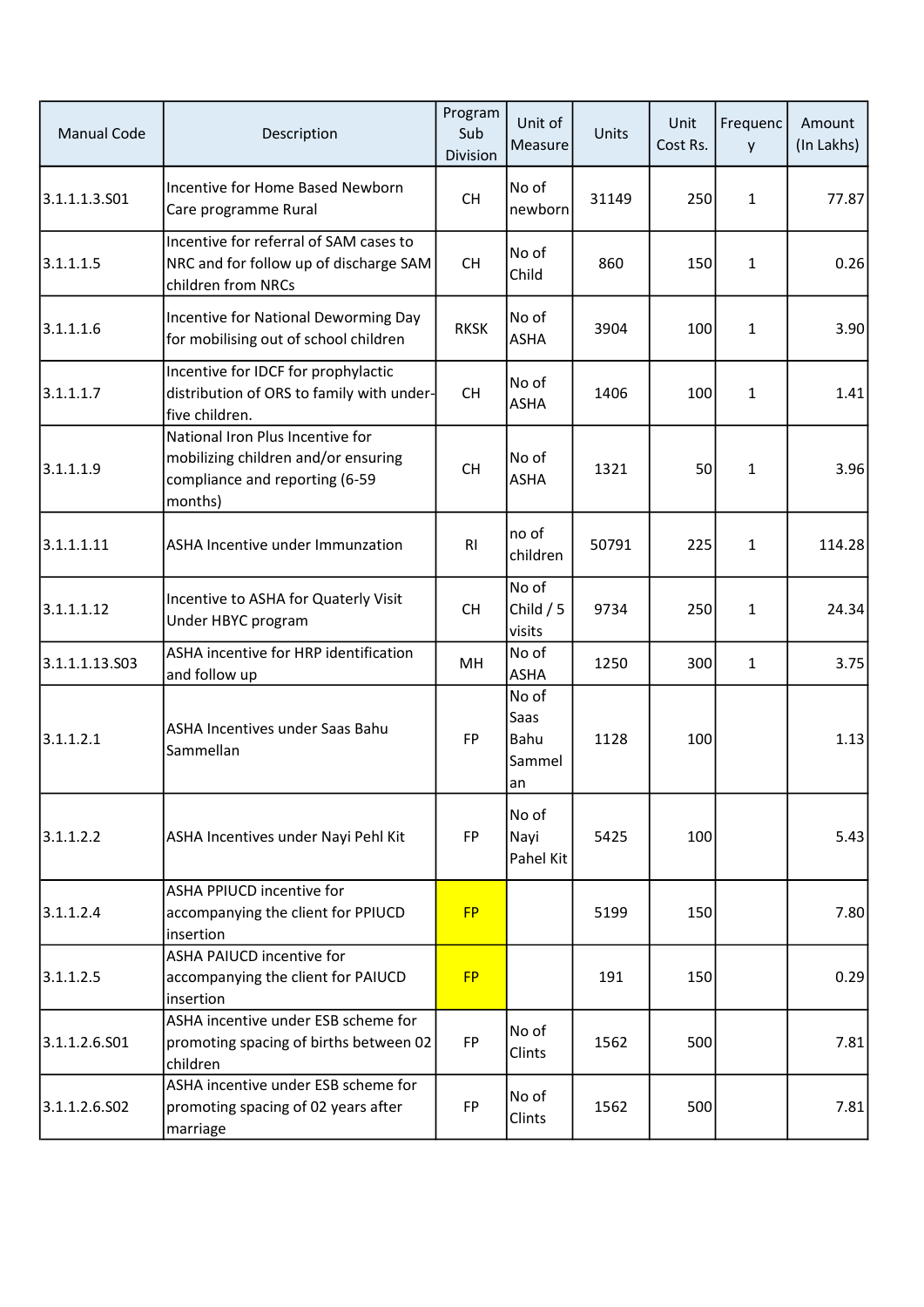| Manual Code | Description | Program Sub Division | Unit of Measure | Units | Unit Cost Rs. | Frequency | Amount (In Lakhs) |
|---|---|---|---|---|---|---|---|
| 3.1.1.1.3.S01 | Incentive for Home Based Newborn Care programme Rural | CH | No of newborn | 31149 | 250 | 1 | 77.87 |
| 3.1.1.1.5 | Incentive for referral of SAM cases to NRC and for follow up of discharge SAM children from NRCs | CH | No of Child | 860 | 150 | 1 | 0.26 |
| 3.1.1.1.6 | Incentive for National Deworming Day for mobilising out of school children | RKSK | No of ASHA | 3904 | 100 | 1 | 3.90 |
| 3.1.1.1.7 | Incentive for IDCF for prophylactic distribution of ORS to family with under-five children. | CH | No of ASHA | 1406 | 100 | 1 | 1.41 |
| 3.1.1.1.9 | National Iron Plus Incentive for mobilizing children and/or ensuring compliance and reporting (6-59 months) | CH | No of ASHA | 1321 | 50 | 1 | 3.96 |
| 3.1.1.1.11 | ASHA Incentive under Immunzation | RI | no of children | 50791 | 225 | 1 | 114.28 |
| 3.1.1.1.12 | Incentive to ASHA for Quaterly Visit Under HBYC program | CH | No of Child / 5 visits | 9734 | 250 | 1 | 24.34 |
| 3.1.1.1.13.S03 | ASHA incentive for HRP identification and follow up | MH | No of ASHA | 1250 | 300 | 1 | 3.75 |
| 3.1.1.2.1 | ASHA Incentives under Saas Bahu Sammellan | FP | No of Saas Bahu Sammelan | 1128 | 100 | | 1.13 |
| 3.1.1.2.2 | ASHA Incentives under Nayi Pehl Kit | FP | No of Nayi Pahel Kit | 5425 | 100 | | 5.43 |
| 3.1.1.2.4 | ASHA PPIUCD incentive for accompanying the client for PPIUCD insertion | FP | | 5199 | 150 | | 7.80 |
| 3.1.1.2.5 | ASHA PAIUCD incentive for accompanying the client for PAIUCD insertion | FP | | 191 | 150 | | 0.29 |
| 3.1.1.2.6.S01 | ASHA incentive under ESB scheme for promoting spacing of births between 02 children | FP | No of Clints | 1562 | 500 | | 7.81 |
| 3.1.1.2.6.S02 | ASHA incentive under ESB scheme for promoting spacing of 02 years after marriage | FP | No of Clints | 1562 | 500 | | 7.81 |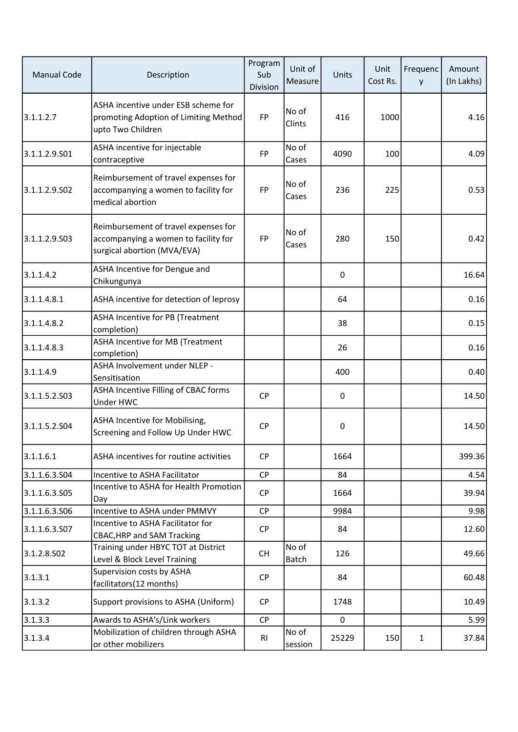| Manual Code | Description | Program Sub Division | Unit of Measure | Units | Unit Cost Rs. | Frequency | Amount (In Lakhs) |
|---|---|---|---|---|---|---|---|
| 3.1.1.2.7 | ASHA incentive under ESB scheme for promoting Adoption of Limiting Method upto Two Children | FP | No of Clints | 416 | 1000 | | 4.16 |
| 3.1.1.2.9.S01 | ASHA incentive for injectable contraceptive | FP | No of Cases | 4090 | 100 | | 4.09 |
| 3.1.1.2.9.S02 | Reimbursement of travel expenses for accompanying a women to facility for medical abortion | FP | No of Cases | 236 | 225 | | 0.53 |
| 3.1.1.2.9.S03 | Reimbursement of travel expenses for accompanying a women to facility for surgical abortion (MVA/EVA) | FP | No of Cases | 280 | 150 | | 0.42 |
| 3.1.1.4.2 | ASHA Incentive for Dengue and Chikungunya | | | 0 | | | 16.64 |
| 3.1.1.4.8.1 | ASHA incentive for detection of leprosy | | | 64 | | | 0.16 |
| 3.1.1.4.8.2 | ASHA Incentive for PB (Treatment completion) | | | 38 | | | 0.15 |
| 3.1.1.4.8.3 | ASHA Incentive for MB (Treatment completion) | | | 26 | | | 0.16 |
| 3.1.1.4.9 | ASHA Involvement under NLEP - Sensitisation | | | 400 | | | 0.40 |
| 3.1.1.5.2.S03 | ASHA Incentive Filling of CBAC forms Under HWC | CP | | 0 | | | 14.50 |
| 3.1.1.5.2.S04 | ASHA Incentive for Mobilising, Screening and Follow Up Under HWC | CP | | 0 | | | 14.50 |
| 3.1.1.6.1 | ASHA incentives for routine activities | CP | | 1664 | | | 399.36 |
| 3.1.1.6.3.S04 | Incentive to ASHA Facilitator | CP | | 84 | | | 4.54 |
| 3.1.1.6.3.S05 | Incentive to ASHA for Health Promotion Day | CP | | 1664 | | | 39.94 |
| 3.1.1.6.3.S06 | Incentive to ASHA under PMMVY | CP | | 9984 | | | 9.98 |
| 3.1.1.6.3.S07 | Incentive to ASHA Facilitator for CBAC,HRP and SAM Tracking | CP | | 84 | | | 12.60 |
| 3.1.2.8.S02 | Training under HBYC TOT at District Level & Block Level Training | CH | No of Batch | 126 | | | 49.66 |
| 3.1.3.1 | Supervision costs by ASHA facilitators(12 months) | CP | | 84 | | | 60.48 |
| 3.1.3.2 | Support provisions to ASHA (Uniform) | CP | | 1748 | | | 10.49 |
| 3.1.3.3 | Awards to ASHA's/Link workers | CP | | 0 | | | 5.99 |
| 3.1.3.4 | Mobilization of children through ASHA or other mobilizers | RI | No of session | 25229 | 150 | 1 | 37.84 |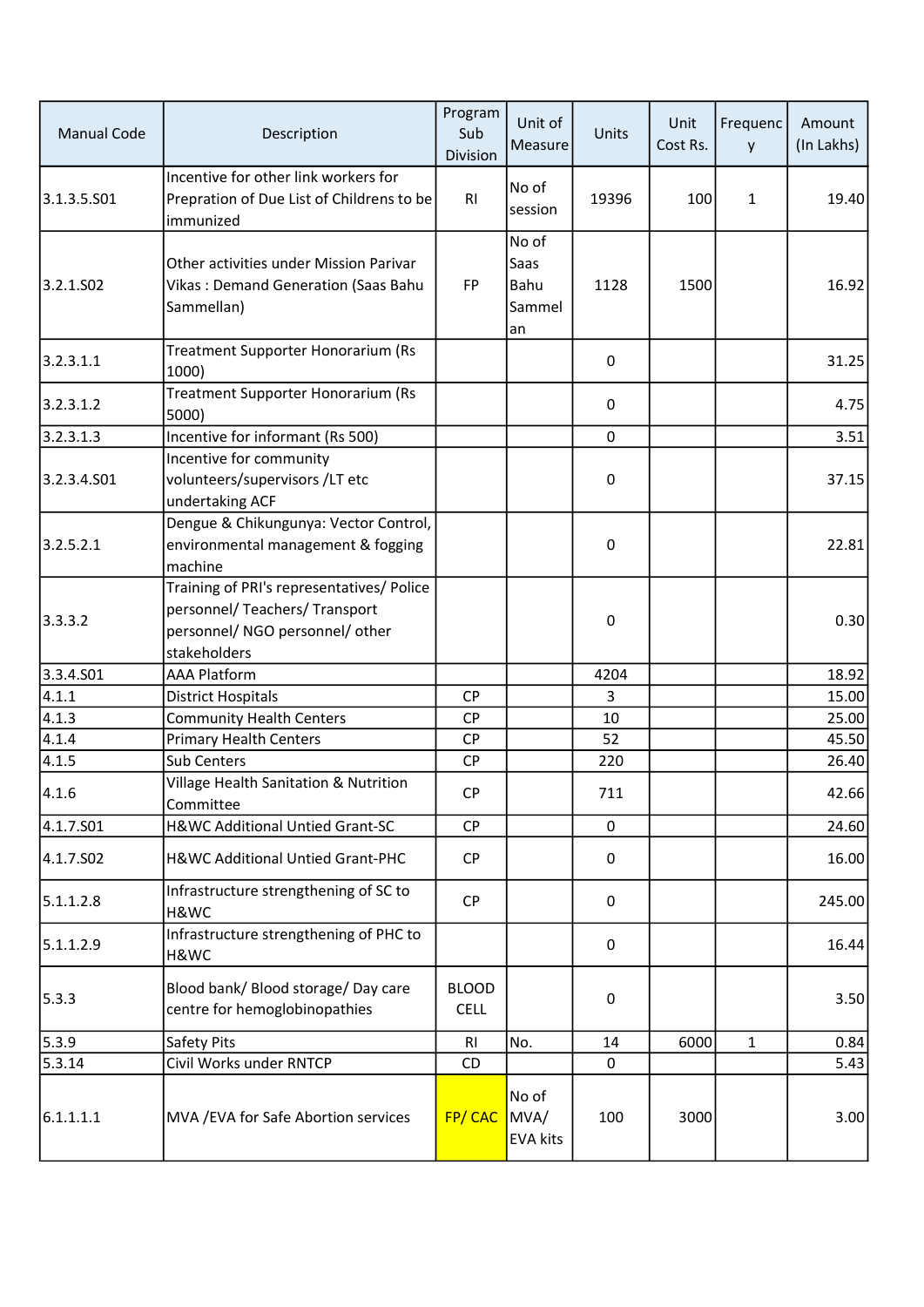| Manual Code | Description | Program Sub Division | Unit of Measure | Units | Unit Cost Rs. | Frequency | Amount (In Lakhs) |
|---|---|---|---|---|---|---|---|
| 3.1.3.5.S01 | Incentive for other link workers for Prepration of Due List of Childrens to be immunized | RI | No of session | 19396 | 100 | 1 | 19.40 |
| 3.2.1.S02 | Other activities under Mission Parivar Vikas : Demand Generation (Saas Bahu Sammellan) | FP | No of Saas Bahu Sammelan | 1128 | 1500 | | 16.92 |
| 3.2.3.1.1 | Treatment Supporter Honorarium (Rs 1000) | | | 0 | | | 31.25 |
| 3.2.3.1.2 | Treatment Supporter Honorarium (Rs 5000) | | | 0 | | | 4.75 |
| 3.2.3.1.3 | Incentive for informant (Rs 500) | | | 0 | | | 3.51 |
| 3.2.3.4.S01 | Incentive for community volunteers/supervisors /LT etc undertaking ACF | | | 0 | | | 37.15 |
| 3.2.5.2.1 | Dengue & Chikungunya: Vector Control, environmental management & fogging machine | | | 0 | | | 22.81 |
| 3.3.3.2 | Training of PRI's representatives/ Police personnel/ Teachers/ Transport personnel/ NGO personnel/ other stakeholders | | | 0 | | | 0.30 |
| 3.3.4.S01 | AAA Platform | | | 4204 | | | 18.92 |
| 4.1.1 | District Hospitals | CP | | 3 | | | 15.00 |
| 4.1.3 | Community Health Centers | CP | | 10 | | | 25.00 |
| 4.1.4 | Primary Health Centers | CP | | 52 | | | 45.50 |
| 4.1.5 | Sub Centers | CP | | 220 | | | 26.40 |
| 4.1.6 | Village Health Sanitation & Nutrition Committee | CP | | 711 | | | 42.66 |
| 4.1.7.S01 | H&WC Additional Untied Grant-SC | CP | | 0 | | | 24.60 |
| 4.1.7.S02 | H&WC Additional Untied Grant-PHC | CP | | 0 | | | 16.00 |
| 5.1.1.2.8 | Infrastructure strengthening of SC to H&WC | CP | | 0 | | | 245.00 |
| 5.1.1.2.9 | Infrastructure strengthening of PHC to H&WC | | | 0 | | | 16.44 |
| 5.3.3 | Blood bank/ Blood storage/ Day care centre for hemoglobinopathies | BLOOD CELL | | 0 | | | 3.50 |
| 5.3.9 | Safety Pits | RI | No. | 14 | 6000 | 1 | 0.84 |
| 5.3.14 | Civil Works under RNTCP | CD | | 0 | | | 5.43 |
| 6.1.1.1.1 | MVA /EVA for Safe Abortion services | FP/ CAC | No of MVA/ EVA kits | 100 | 3000 | | 3.00 |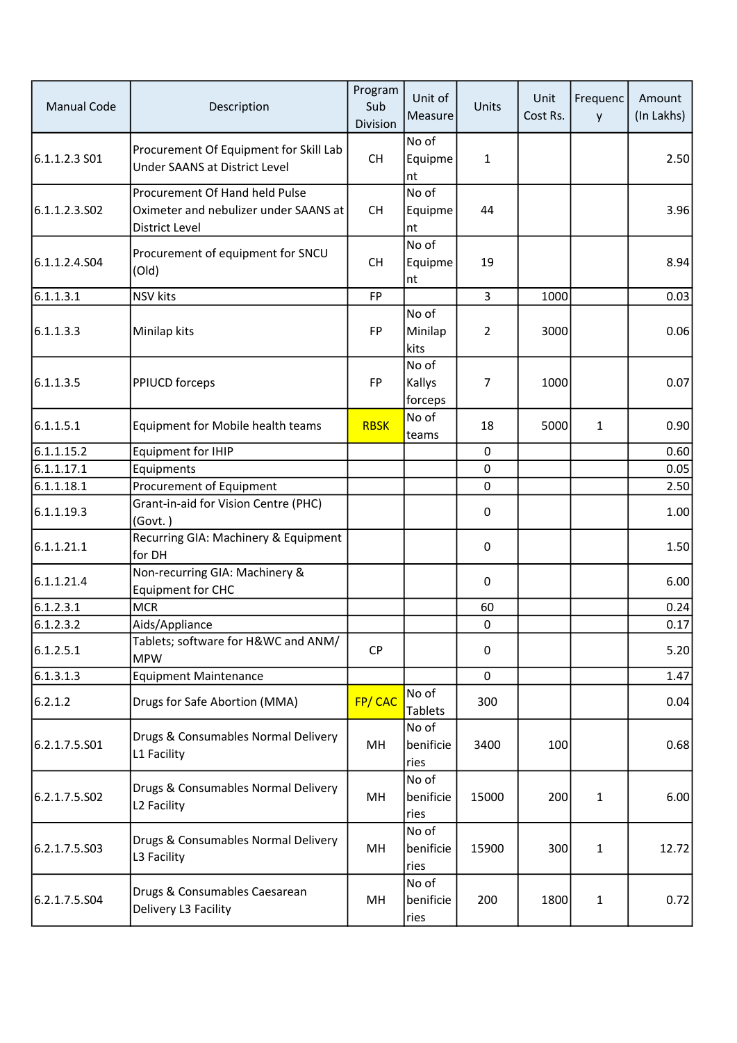| Manual Code | Description | Program Sub Division | Unit of Measure | Units | Unit Cost Rs. | Frequency | Amount (In Lakhs) |
|---|---|---|---|---|---|---|---|
| 6.1.1.2.3 S01 | Procurement Of Equipment for Skill Lab Under SAANS at District Level | CH | No of Equipment | 1 | | | 2.50 |
| 6.1.1.2.3.S02 | Procurement Of Hand held Pulse Oximeter and nebulizer under SAANS at District Level | CH | No of Equipment | 44 | | | 3.96 |
| 6.1.1.2.4.S04 | Procurement of equipment for SNCU (Old) | CH | No of Equipment | 19 | | | 8.94 |
| 6.1.1.3.1 | NSV kits | FP | | 3 | 1000 | | 0.03 |
| 6.1.1.3.3 | Minilap kits | FP | No of Minilap kits | 2 | 3000 | | 0.06 |
| 6.1.1.3.5 | PPIUCD forceps | FP | No of Kallys forceps | 7 | 1000 | | 0.07 |
| 6.1.1.5.1 | Equipment for Mobile health teams | RBSK | No of teams | 18 | 5000 | 1 | 0.90 |
| 6.1.1.15.2 | Equipment for IHIP | | | 0 | | | 0.60 |
| 6.1.1.17.1 | Equipments | | | 0 | | | 0.05 |
| 6.1.1.18.1 | Procurement of Equipment | | | 0 | | | 2.50 |
| 6.1.1.19.3 | Grant-in-aid for Vision Centre (PHC) (Govt. ) | | | 0 | | | 1.00 |
| 6.1.1.21.1 | Recurring GIA: Machinery & Equipment for DH | | | 0 | | | 1.50 |
| 6.1.1.21.4 | Non-recurring GIA: Machinery & Equipment for CHC | | | 0 | | | 6.00 |
| 6.1.2.3.1 | MCR | | | 60 | | | 0.24 |
| 6.1.2.3.2 | Aids/Appliance | | | 0 | | | 0.17 |
| 6.1.2.5.1 | Tablets; software for H&WC and ANM/ MPW | CP | | 0 | | | 5.20 |
| 6.1.3.1.3 | Equipment Maintenance | | | 0 | | | 1.47 |
| 6.2.1.2 | Drugs for Safe Abortion (MMA) | FP/ CAC | No of Tablets | 300 | | | 0.04 |
| 6.2.1.7.5.S01 | Drugs & Consumables Normal Delivery L1 Facility | MH | No of benificiearies | 3400 | 100 | | 0.68 |
| 6.2.1.7.5.S02 | Drugs & Consumables Normal Delivery L2 Facility | MH | No of benificiearies | 15000 | 200 | 1 | 6.00 |
| 6.2.1.7.5.S03 | Drugs & Consumables Normal Delivery L3 Facility | MH | No of benificiearies | 15900 | 300 | 1 | 12.72 |
| 6.2.1.7.5.S04 | Drugs & Consumables Caesarean Delivery L3 Facility | MH | No of benificiearies | 200 | 1800 | 1 | 0.72 |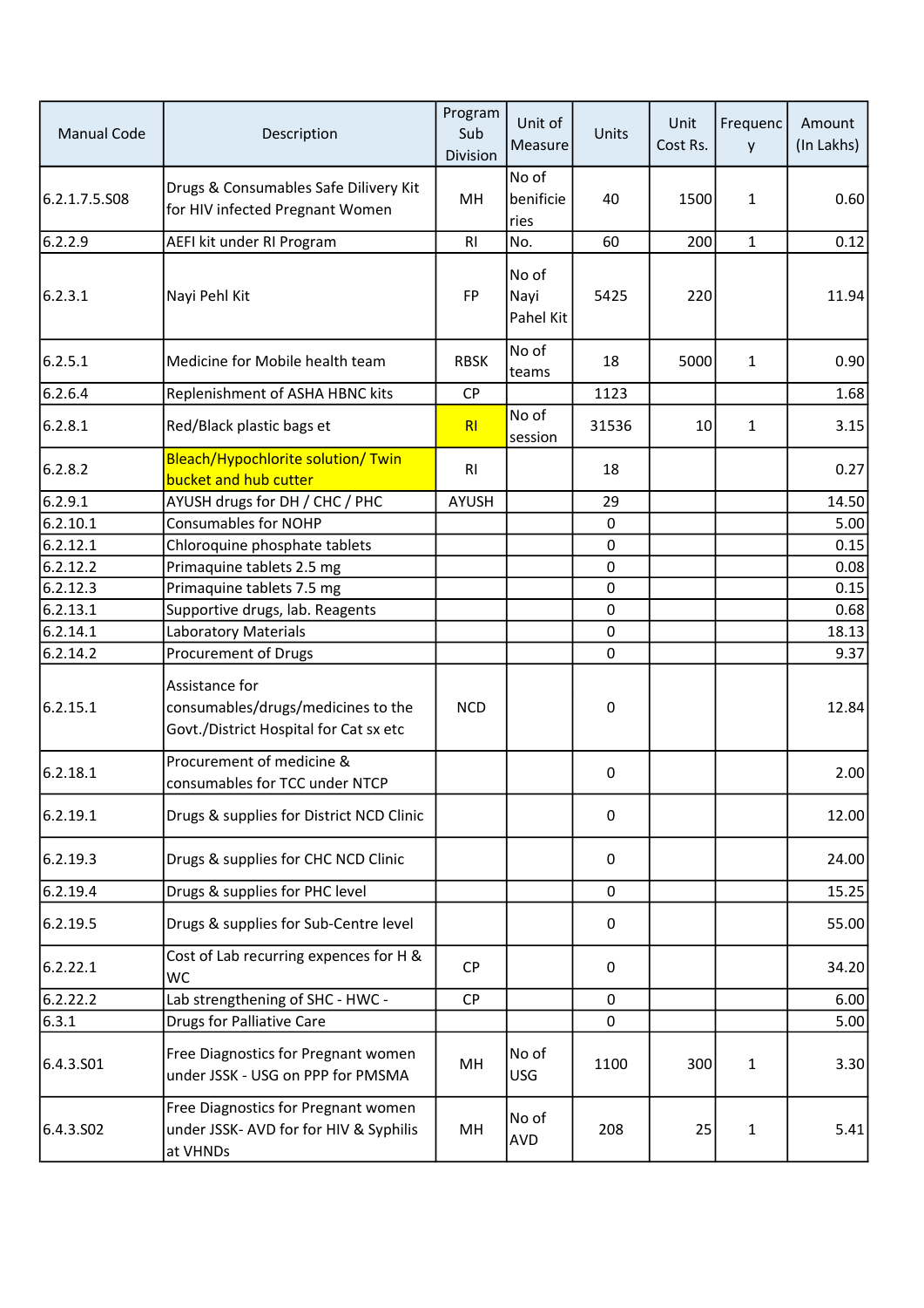| Manual Code | Description | Program Sub Division | Unit of Measure | Units | Unit Cost Rs. | Frequency | Amount (In Lakhs) |
|---|---|---|---|---|---|---|---|
| 6.2.1.7.5.S08 | Drugs & Consumables Safe Dilivery Kit for HIV infected Pregnant Women | MH | No of benificieries | 40 | 1500 | 1 | 0.60 |
| 6.2.2.9 | AEFI kit under RI Program | RI | No. | 60 | 200 | 1 | 0.12 |
| 6.2.3.1 | Nayi Pehl Kit | FP | No of Nayi Pahel Kit | 5425 | 220 | | 11.94 |
| 6.2.5.1 | Medicine for Mobile health team | RBSK | No of teams | 18 | 5000 | 1 | 0.90 |
| 6.2.6.4 | Replenishment of ASHA HBNC kits | CP | | 1123 | | | 1.68 |
| 6.2.8.1 | Red/Black plastic bags et | RI | No of session | 31536 | 10 | 1 | 3.15 |
| 6.2.8.2 | Bleach/Hypochlorite solution/ Twin bucket and hub cutter | RI | | 18 | | | 0.27 |
| 6.2.9.1 | AYUSH drugs for DH / CHC / PHC | AYUSH | | 29 | | | 14.50 |
| 6.2.10.1 | Consumables for NOHP | | | 0 | | | 5.00 |
| 6.2.12.1 | Chloroquine phosphate tablets | | | 0 | | | 0.15 |
| 6.2.12.2 | Primaquine tablets 2.5 mg | | | 0 | | | 0.08 |
| 6.2.12.3 | Primaquine tablets 7.5 mg | | | 0 | | | 0.15 |
| 6.2.13.1 | Supportive drugs, lab. Reagents | | | 0 | | | 0.68 |
| 6.2.14.1 | Laboratory Materials | | | 0 | | | 18.13 |
| 6.2.14.2 | Procurement of Drugs | | | 0 | | | 9.37 |
| 6.2.15.1 | Assistance for consumables/drugs/medicines to the Govt./District Hospital for Cat sx etc | NCD | | 0 | | | 12.84 |
| 6.2.18.1 | Procurement of medicine & consumables for TCC under NTCP | | | 0 | | | 2.00 |
| 6.2.19.1 | Drugs & supplies for District NCD Clinic | | | 0 | | | 12.00 |
| 6.2.19.3 | Drugs & supplies for CHC NCD Clinic | | | 0 | | | 24.00 |
| 6.2.19.4 | Drugs & supplies for PHC level | | | 0 | | | 15.25 |
| 6.2.19.5 | Drugs & supplies for Sub-Centre level | | | 0 | | | 55.00 |
| 6.2.22.1 | Cost of Lab recurring expences for H & WC | CP | | 0 | | | 34.20 |
| 6.2.22.2 | Lab strengthening of SHC - HWC - | CP | | 0 | | | 6.00 |
| 6.3.1 | Drugs for Palliative Care | | | 0 | | | 5.00 |
| 6.4.3.S01 | Free Diagnostics for Pregnant women under JSSK - USG on PPP for PMSMA | MH | No of USG | 1100 | 300 | 1 | 3.30 |
| 6.4.3.S02 | Free Diagnostics for Pregnant women under JSSK- AVD for for HIV & Syphilis at VHNDs | MH | No of AVD | 208 | 25 | 1 | 5.41 |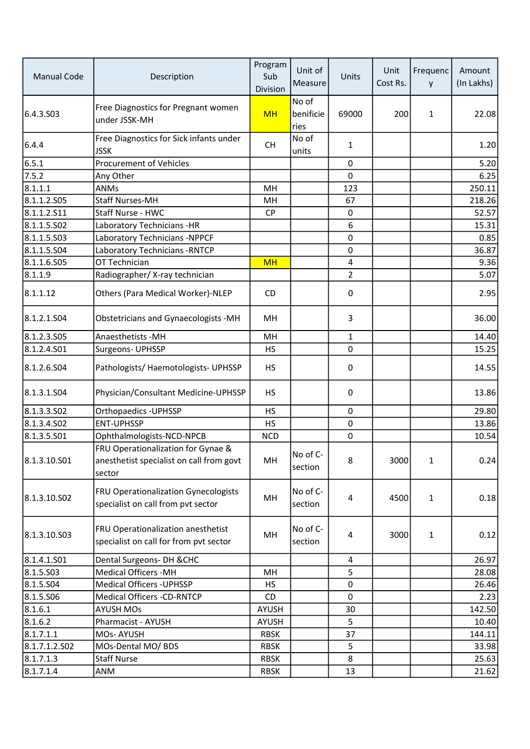| Manual Code | Description | Program Sub Division | Unit of Measure | Units | Unit Cost Rs. | Frequency | Amount (In Lakhs) |
|---|---|---|---|---|---|---|---|
| 6.4.3.S03 | Free Diagnostics for Pregnant women under JSSK-MH | MH | No of benificie ries | 69000 | 200 | 1 | 22.08 |
| 6.4.4 | Free Diagnostics for Sick infants under JSSK | CH | No of units | 1 | | | 1.20 |
| 6.5.1 | Procurement of Vehicles | | | 0 | | | 5.20 |
| 7.5.2 | Any Other | | | 0 | | | 6.25 |
| 8.1.1.1 | ANMs | MH | | 123 | | | 250.11 |
| 8.1.1.2.S05 | Staff Nurses-MH | MH | | 67 | | | 218.26 |
| 8.1.1.2.S11 | Staff Nurse - HWC | CP | | 0 | | | 52.57 |
| 8.1.1.5.S02 | Laboratory Technicians -HR | | | 6 | | | 15.31 |
| 8.1.1.5.S03 | Laboratory Technicians -NPPCF | | | 0 | | | 0.85 |
| 8.1.1.5.S04 | Laboratory Technicians -RNTCP | | | 0 | | | 36.87 |
| 8.1.1.6.S05 | OT Technician | MH | | 4 | | | 9.36 |
| 8.1.1.9 | Radiographer/ X-ray technician | | | 2 | | | 5.07 |
| 8.1.1.12 | Others (Para Medical Worker)-NLEP | CD | | 0 | | | 2.95 |
| 8.1.2.1.S04 | Obstetricians and Gynaecologists -MH | MH | | 3 | | | 36.00 |
| 8.1.2.3.S05 | Anaesthetists -MH | MH | | 1 | | | 14.40 |
| 8.1.2.4.S01 | Surgeons- UPHSSP | HS | | 0 | | | 15.25 |
| 8.1.2.6.S04 | Pathologists/ Haemotologists- UPHSSP | HS | | 0 | | | 14.55 |
| 8.1.3.1.S04 | Physician/Consultant Medicine-UPHSSP | HS | | 0 | | | 13.86 |
| 8.1.3.3.S02 | Orthopaedics -UPHSSP | HS | | 0 | | | 29.80 |
| 8.1.3.4.S02 | ENT-UPHSSP | HS | | 0 | | | 13.86 |
| 8.1.3.5.S01 | Ophthalmologists-NCD-NPCB | NCD | | 0 | | | 10.54 |
| 8.1.3.10.S01 | FRU Operationalization for Gynae & anesthetist specialist on call from govt sector | MH | No of C-section | 8 | 3000 | 1 | 0.24 |
| 8.1.3.10.S02 | FRU Operationalization Gynecologists specialist on call from pvt sector | MH | No of C-section | 4 | 4500 | 1 | 0.18 |
| 8.1.3.10.S03 | FRU Operationalization anesthetist specialist on call for from pvt sector | MH | No of C-section | 4 | 3000 | 1 | 0.12 |
| 8.1.4.1.S01 | Dental Surgeons- DH &CHC | | | 4 | | | 26.97 |
| 8.1.5.S03 | Medical Officers -MH | MH | | 5 | | | 28.08 |
| 8.1.5.S04 | Medical Officers -UPHSSP | HS | | 0 | | | 26.46 |
| 8.1.5.S06 | Medical Officers -CD-RNTCP | CD | | 0 | | | 2.23 |
| 8.1.6.1 | AYUSH MOs | AYUSH | | 30 | | | 142.50 |
| 8.1.6.2 | Pharmacist - AYUSH | AYUSH | | 5 | | | 10.40 |
| 8.1.7.1.1 | MOs- AYUSH | RBSK | | 37 | | | 144.11 |
| 8.1.7.1.2.S02 | MOs-Dental MO/ BDS | RBSK | | 5 | | | 33.98 |
| 8.1.7.1.3 | Staff Nurse | RBSK | | 8 | | | 25.63 |
| 8.1.7.1.4 | ANM | RBSK | | 13 | | | 21.62 |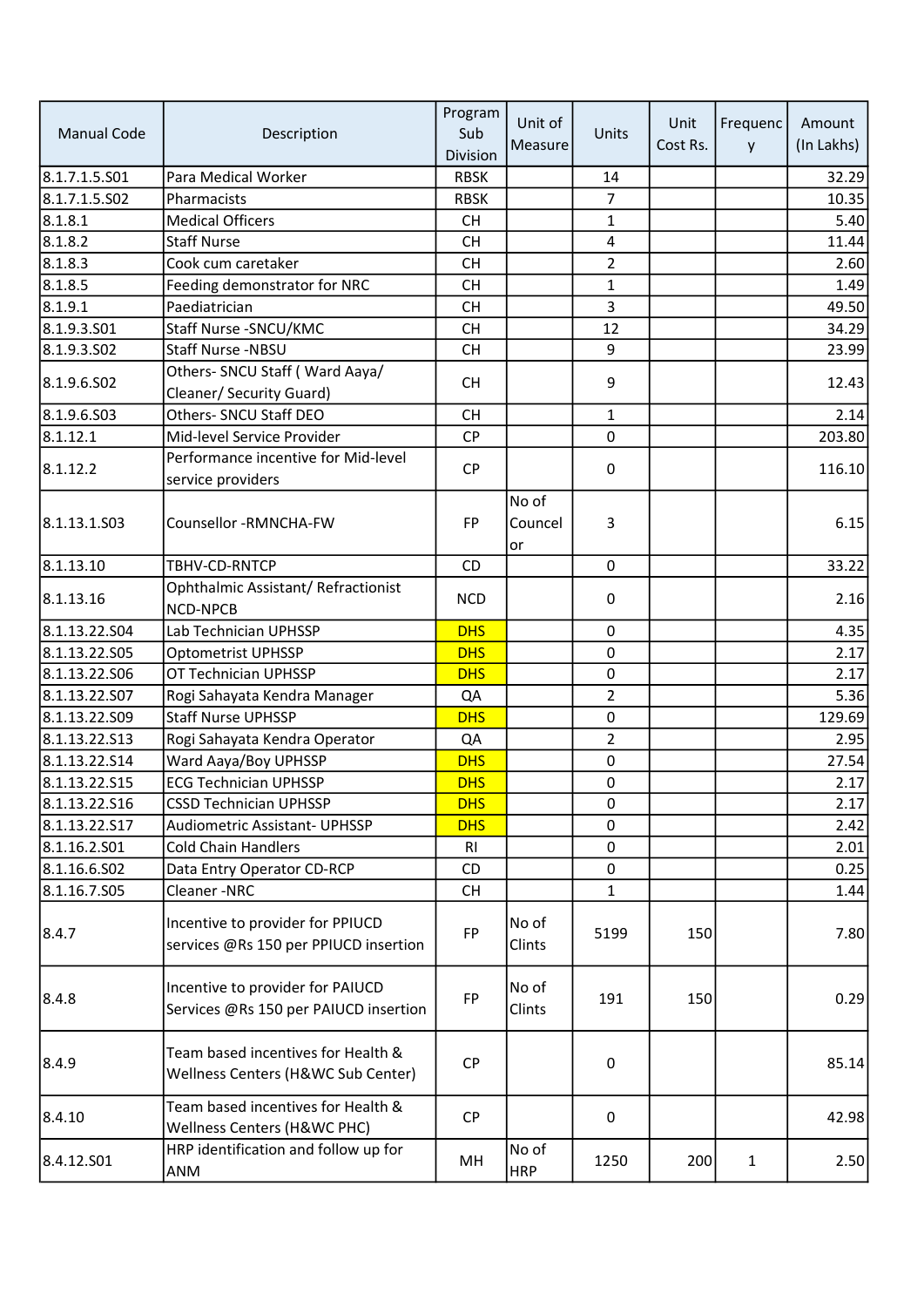| Manual Code | Description | Program Sub Division | Unit of Measure | Units | Unit Cost Rs. | Frequency | Amount (In Lakhs) |
|---|---|---|---|---|---|---|---|
| 8.1.7.1.5.S01 | Para Medical Worker | RBSK | | 14 | | | 32.29 |
| 8.1.7.1.5.S02 | Pharmacists | RBSK | | 7 | | | 10.35 |
| 8.1.8.1 | Medical Officers | CH | | 1 | | | 5.40 |
| 8.1.8.2 | Staff Nurse | CH | | 4 | | | 11.44 |
| 8.1.8.3 | Cook cum caretaker | CH | | 2 | | | 2.60 |
| 8.1.8.5 | Feeding demonstrator for NRC | CH | | 1 | | | 1.49 |
| 8.1.9.1 | Paediatrician | CH | | 3 | | | 49.50 |
| 8.1.9.3.S01 | Staff Nurse -SNCU/KMC | CH | | 12 | | | 34.29 |
| 8.1.9.3.S02 | Staff Nurse -NBSU | CH | | 9 | | | 23.99 |
| 8.1.9.6.S02 | Others- SNCU Staff ( Ward Aaya/ Cleaner/ Security Guard) | CH | | 9 | | | 12.43 |
| 8.1.9.6.S03 | Others- SNCU Staff DEO | CH | | 1 | | | 2.14 |
| 8.1.12.1 | Mid-level Service Provider | CP | | 0 | | | 203.80 |
| 8.1.12.2 | Performance incentive for Mid-level service providers | CP | | 0 | | | 116.10 |
| 8.1.13.1.S03 | Counsellor -RMNCHA-FW | FP | No of Counceller | 3 | | | 6.15 |
| 8.1.13.10 | TBHV-CD-RNTCP | CD | | 0 | | | 33.22 |
| 8.1.13.16 | Ophthalmic Assistant/ Refractionist NCD-NPCB | NCD | | 0 | | | 2.16 |
| 8.1.13.22.S04 | Lab Technician UPHSSP | DHS | | 0 | | | 4.35 |
| 8.1.13.22.S05 | Optometrist UPHSSP | DHS | | 0 | | | 2.17 |
| 8.1.13.22.S06 | OT Technician UPHSSP | DHS | | 0 | | | 2.17 |
| 8.1.13.22.S07 | Rogi Sahayata Kendra Manager | QA | | 2 | | | 5.36 |
| 8.1.13.22.S09 | Staff Nurse UPHSSP | DHS | | 0 | | | 129.69 |
| 8.1.13.22.S13 | Rogi Sahayata Kendra Operator | QA | | 2 | | | 2.95 |
| 8.1.13.22.S14 | Ward Aaya/Boy UPHSSP | DHS | | 0 | | | 27.54 |
| 8.1.13.22.S15 | ECG Technician UPHSSP | DHS | | 0 | | | 2.17 |
| 8.1.13.22.S16 | CSSD Technician UPHSSP | DHS | | 0 | | | 2.17 |
| 8.1.13.22.S17 | Audiometric Assistant- UPHSSP | DHS | | 0 | | | 2.42 |
| 8.1.16.2.S01 | Cold Chain Handlers | RI | | 0 | | | 2.01 |
| 8.1.16.6.S02 | Data Entry Operator CD-RCP | CD | | 0 | | | 0.25 |
| 8.1.16.7.S05 | Cleaner -NRC | CH | | 1 | | | 1.44 |
| 8.4.7 | Incentive to provider for PPIUCD services @Rs 150 per PPIUCD insertion | FP | No of Clints | 5199 | 150 | | 7.80 |
| 8.4.8 | Incentive to provider for PAIUCD Services @Rs 150 per PAIUCD insertion | FP | No of Clints | 191 | 150 | | 0.29 |
| 8.4.9 | Team based incentives for Health & Wellness Centers (H&WC Sub Center) | CP | | 0 | | | 85.14 |
| 8.4.10 | Team based incentives for Health & Wellness Centers (H&WC PHC) | CP | | 0 | | | 42.98 |
| 8.4.12.S01 | HRP identification and follow up for ANM | MH | No of HRP | 1250 | 200 | 1 | 2.50 |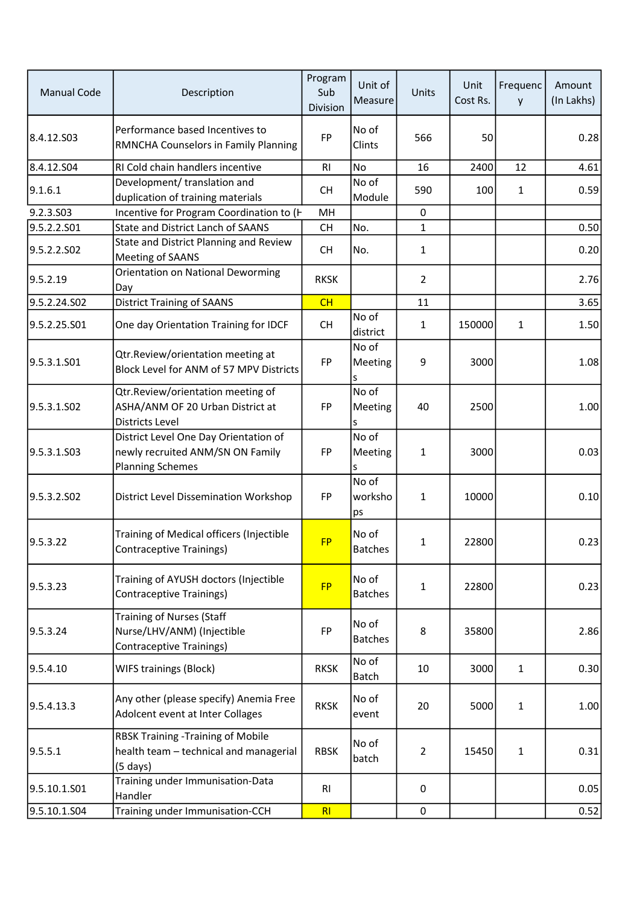| Manual Code | Description | Program Sub Division | Unit of Measure | Units | Unit Cost Rs. | Frequency | Amount (In Lakhs) |
|---|---|---|---|---|---|---|---|
| 8.4.12.S03 | Performance based Incentives to RMNCHA Counselors in Family Planning | FP | No of Clints | 566 | 50 | | 0.28 |
| 8.4.12.S04 | RI Cold chain handlers incentive | RI | No | 16 | 2400 | 12 | 4.61 |
| 9.1.6.1 | Development/ translation and duplication of training materials | CH | No of Module | 590 | 100 | 1 | 0.59 |
| 9.2.3.S03 | Incentive for Program Coordination to (H | MH | | 0 | | | |
| 9.5.2.2.S01 | State and District Lanch of SAANS | CH | No. | 1 | | | 0.50 |
| 9.5.2.2.S02 | State and District Planning and Review Meeting of SAANS | CH | No. | 1 | | | 0.20 |
| 9.5.2.19 | Orientation on National Deworming Day | RKSK | | 2 | | | 2.76 |
| 9.5.2.24.S02 | District Training of SAANS | CH | | 11 | | | 3.65 |
| 9.5.2.25.S01 | One day Orientation Training for IDCF | CH | No of district | 1 | 150000 | 1 | 1.50 |
| 9.5.3.1.S01 | Qtr.Review/orientation meeting at Block Level for ANM of 57 MPV Districts | FP | No of Meetings | 9 | 3000 | | 1.08 |
| 9.5.3.1.S02 | Qtr.Review/orientation meeting of ASHA/ANM OF 20 Urban District at Districts Level | FP | No of Meetings | 40 | 2500 | | 1.00 |
| 9.5.3.1.S03 | District Level One Day Orientation of newly recruited ANM/SN ON Family Planning Schemes | FP | No of Meetings | 1 | 3000 | | 0.03 |
| 9.5.3.2.S02 | District Level Dissemination Workshop | FP | No of workshops | 1 | 10000 | | 0.10 |
| 9.5.3.22 | Training of Medical officers (Injectible Contraceptive Trainings) | FP | No of Batches | 1 | 22800 | | 0.23 |
| 9.5.3.23 | Training of AYUSH doctors (Injectible Contraceptive Trainings) | FP | No of Batches | 1 | 22800 | | 0.23 |
| 9.5.3.24 | Training of Nurses (Staff Nurse/LHV/ANM) (Injectible Contraceptive Trainings) | FP | No of Batches | 8 | 35800 | | 2.86 |
| 9.5.4.10 | WIFS trainings (Block) | RKSK | No of Batch | 10 | 3000 | 1 | 0.30 |
| 9.5.4.13.3 | Any other (please specify) Anemia Free Adolcent event at Inter Collages | RKSK | No of event | 20 | 5000 | 1 | 1.00 |
| 9.5.5.1 | RBSK Training -Training of Mobile health team – technical and managerial (5 days) | RBSK | No of batch | 2 | 15450 | 1 | 0.31 |
| 9.5.10.1.S01 | Training under Immunisation-Data Handler | RI | | 0 | | | 0.05 |
| 9.5.10.1.S04 | Training under Immunisation-CCH | RI | | 0 | | | 0.52 |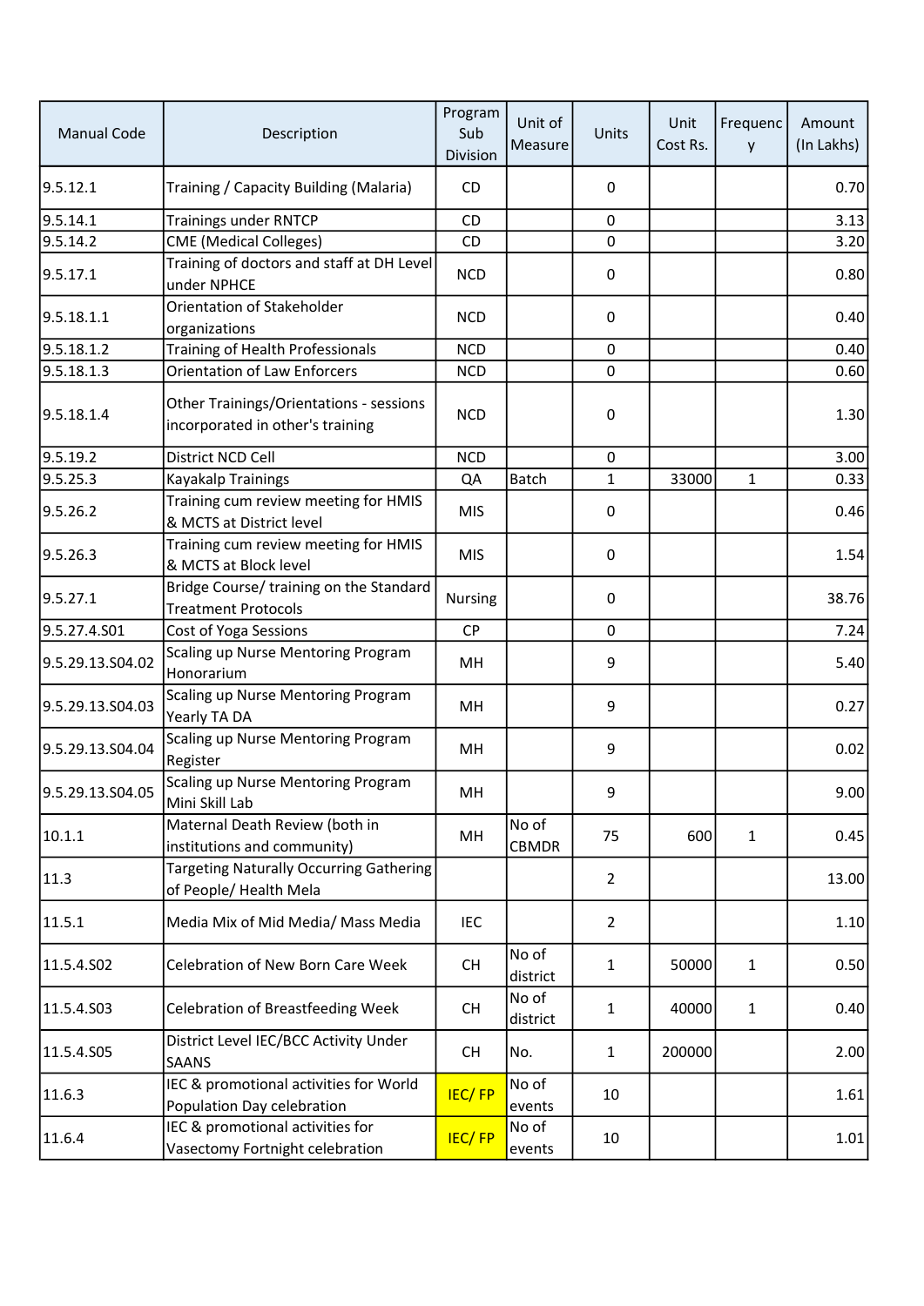| Manual Code | Description | Program Sub Division | Unit of Measure | Units | Unit Cost Rs. | Frequency | Amount (In Lakhs) |
|---|---|---|---|---|---|---|---|
| 9.5.12.1 | Training / Capacity Building (Malaria) | CD | | 0 | | | 0.70 |
| 9.5.14.1 | Trainings under RNTCP | CD | | 0 | | | 3.13 |
| 9.5.14.2 | CME (Medical Colleges) | CD | | 0 | | | 3.20 |
| 9.5.17.1 | Training of doctors and staff at DH Level under NPHCE | NCD | | 0 | | | 0.80 |
| 9.5.18.1.1 | Orientation of Stakeholder organizations | NCD | | 0 | | | 0.40 |
| 9.5.18.1.2 | Training of Health Professionals | NCD | | 0 | | | 0.40 |
| 9.5.18.1.3 | Orientation of Law Enforcers | NCD | | 0 | | | 0.60 |
| 9.5.18.1.4 | Other Trainings/Orientations - sessions incorporated in other's training | NCD | | 0 | | | 1.30 |
| 9.5.19.2 | District NCD Cell | NCD | | 0 | | | 3.00 |
| 9.5.25.3 | Kayakalp Trainings | QA | Batch | 1 | 33000 | 1 | 0.33 |
| 9.5.26.2 | Training cum review meeting for HMIS & MCTS at District level | MIS | | 0 | | | 0.46 |
| 9.5.26.3 | Training cum review meeting for HMIS & MCTS at Block level | MIS | | 0 | | | 1.54 |
| 9.5.27.1 | Bridge Course/ training on the Standard Treatment Protocols | Nursing | | 0 | | | 38.76 |
| 9.5.27.4.S01 | Cost of Yoga Sessions | CP | | 0 | | | 7.24 |
| 9.5.29.13.S04.02 | Scaling up Nurse Mentoring Program Honorarium | MH | | 9 | | | 5.40 |
| 9.5.29.13.S04.03 | Scaling up Nurse Mentoring Program Yearly TA DA | MH | | 9 | | | 0.27 |
| 9.5.29.13.S04.04 | Scaling up Nurse Mentoring Program Register | MH | | 9 | | | 0.02 |
| 9.5.29.13.S04.05 | Scaling up Nurse Mentoring Program Mini Skill Lab | MH | | 9 | | | 9.00 |
| 10.1.1 | Maternal Death Review (both in institutions and community) | MH | No of CBMDR | 75 | 600 | 1 | 0.45 |
| 11.3 | Targeting Naturally Occurring Gathering of People/ Health Mela | | | 2 | | | 13.00 |
| 11.5.1 | Media Mix of Mid Media/ Mass Media | IEC | | 2 | | | 1.10 |
| 11.5.4.S02 | Celebration of New Born Care Week | CH | No of district | 1 | 50000 | 1 | 0.50 |
| 11.5.4.S03 | Celebration of Breastfeeding Week | CH | No of district | 1 | 40000 | 1 | 0.40 |
| 11.5.4.S05 | District Level IEC/BCC Activity Under SAANS | CH | No. | 1 | 200000 | | 2.00 |
| 11.6.3 | IEC & promotional activities for World Population Day celebration | IEC/ FP | No of events | 10 | | | 1.61 |
| 11.6.4 | IEC & promotional activities for Vasectomy Fortnight celebration | IEC/ FP | No of events | 10 | | | 1.01 |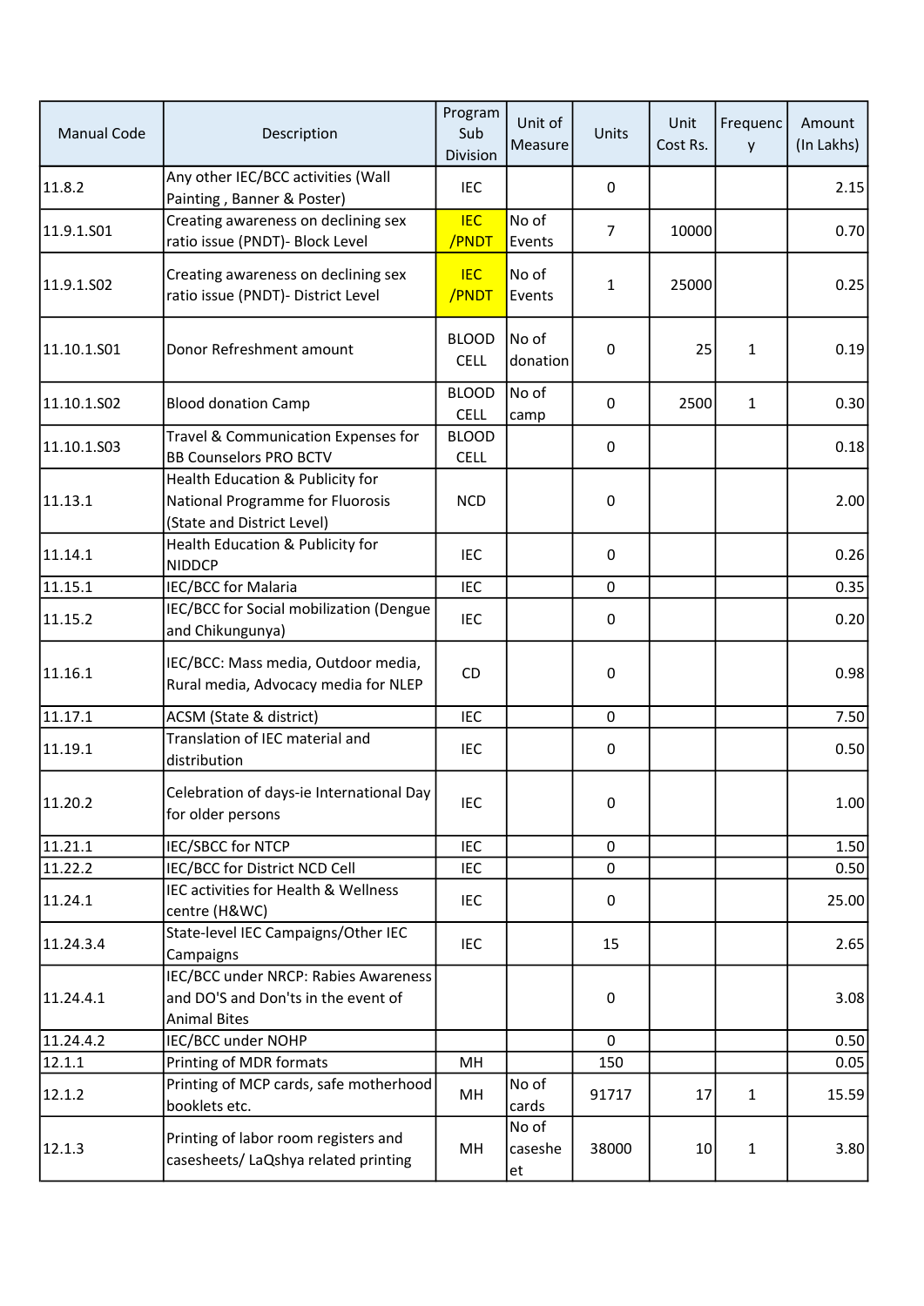| Manual Code | Description | Program Sub Division | Unit of Measure | Units | Unit Cost Rs. | Frequency | Amount (In Lakhs) |
|---|---|---|---|---|---|---|---|
| 11.8.2 | Any other IEC/BCC activities (Wall Painting , Banner & Poster) | IEC | | 0 | | | 2.15 |
| 11.9.1.S01 | Creating awareness on declining sex ratio issue (PNDT)- Block Level | IEC /PNDT | No of Events | 7 | 10000 | | 0.70 |
| 11.9.1.S02 | Creating awareness on declining sex ratio issue (PNDT)- District Level | IEC /PNDT | No of Events | 1 | 25000 | | 0.25 |
| 11.10.1.S01 | Donor Refreshment amount | BLOOD CELL | No of donation | 0 | 25 | 1 | 0.19 |
| 11.10.1.S02 | Blood donation Camp | BLOOD CELL | No of camp | 0 | 2500 | 1 | 0.30 |
| 11.10.1.S03 | Travel & Communication Expenses for BB Counselors PRO BCTV | BLOOD CELL | | 0 | | | 0.18 |
| 11.13.1 | Health Education & Publicity for National Programme for Fluorosis (State and District Level) | NCD | | 0 | | | 2.00 |
| 11.14.1 | Health Education & Publicity for NIDDCP | IEC | | 0 | | | 0.26 |
| 11.15.1 | IEC/BCC for Malaria | IEC | | 0 | | | 0.35 |
| 11.15.2 | IEC/BCC for Social mobilization (Dengue and Chikungunya) | IEC | | 0 | | | 0.20 |
| 11.16.1 | IEC/BCC: Mass media, Outdoor media, Rural media, Advocacy media for NLEP | CD | | 0 | | | 0.98 |
| 11.17.1 | ACSM (State & district) | IEC | | 0 | | | 7.50 |
| 11.19.1 | Translation of IEC material and distribution | IEC | | 0 | | | 0.50 |
| 11.20.2 | Celebration of days-ie International Day for older persons | IEC | | 0 | | | 1.00 |
| 11.21.1 | IEC/SBCC for NTCP | IEC | | 0 | | | 1.50 |
| 11.22.2 | IEC/BCC for District NCD Cell | IEC | | 0 | | | 0.50 |
| 11.24.1 | IEC activities for Health & Wellness centre (H&WC) | IEC | | 0 | | | 25.00 |
| 11.24.3.4 | State-level IEC Campaigns/Other IEC Campaigns | IEC | | 15 | | | 2.65 |
| 11.24.4.1 | IEC/BCC under NRCP: Rabies Awareness and DO'S and Don'ts in the event of Animal Bites | | | 0 | | | 3.08 |
| 11.24.4.2 | IEC/BCC under NOHP | | | 0 | | | 0.50 |
| 12.1.1 | Printing of MDR formats | MH | | 150 | | | 0.05 |
| 12.1.2 | Printing of MCP cards, safe motherhood booklets etc. | MH | No of cards | 91717 | 17 | 1 | 15.59 |
| 12.1.3 | Printing of labor room registers and casesheets/ LaQshya related printing | MH | No of casesheet | 38000 | 10 | 1 | 3.80 |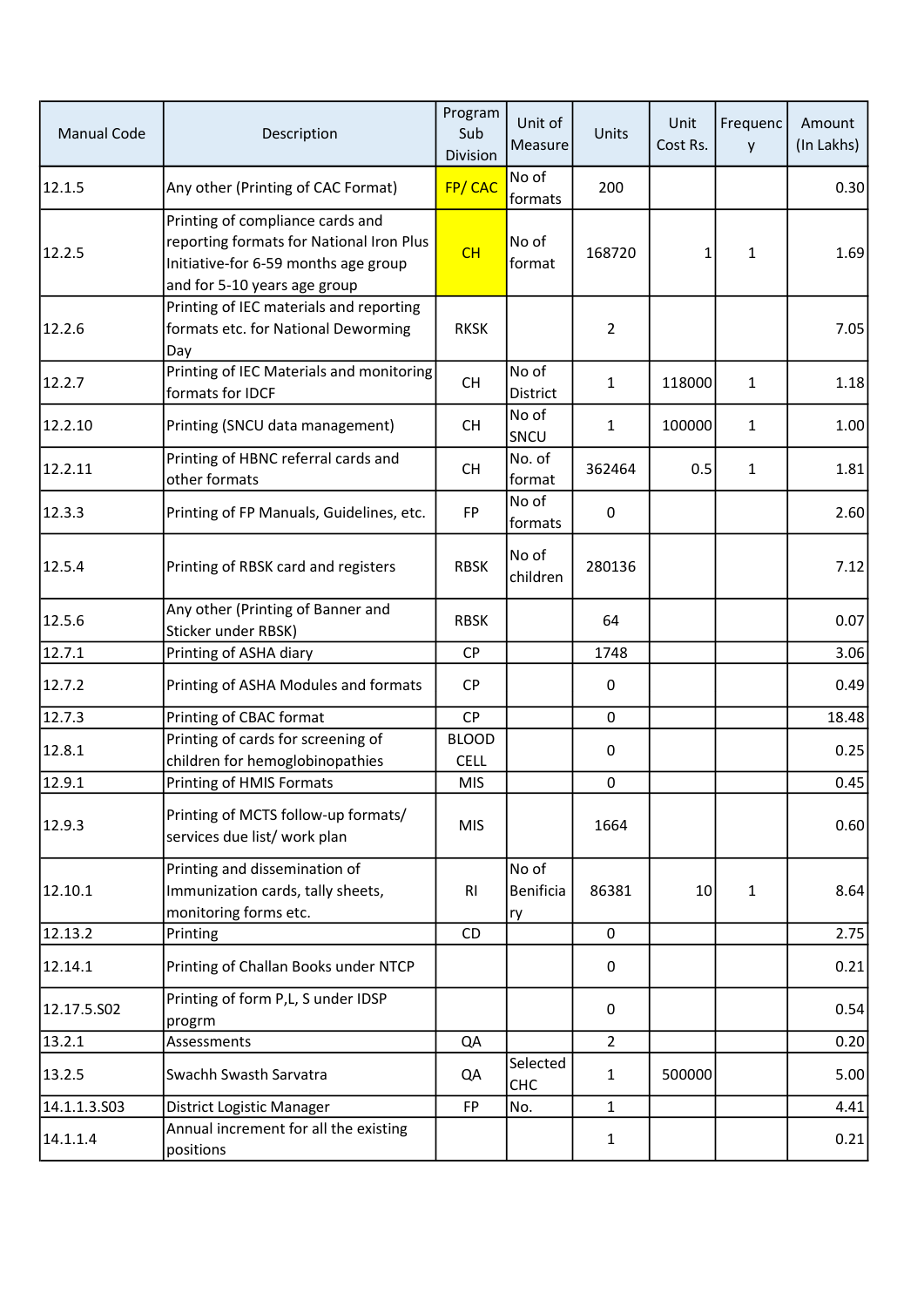| Manual Code | Description | Program Sub Division | Unit of Measure | Units | Unit Cost Rs. | Frequency | Amount (In Lakhs) |
|---|---|---|---|---|---|---|---|
| 12.1.5 | Any other (Printing of CAC Format) | FP/ CAC | No of formats | 200 | | | 0.30 |
| 12.2.5 | Printing of compliance cards and reporting formats for National Iron Plus Initiative-for 6-59 months age group and for 5-10 years age group | CH | No of format | 168720 | 1 | 1 | 1.69 |
| 12.2.6 | Printing of IEC materials and reporting formats etc. for National Deworming Day | RKSK | | 2 | | | 7.05 |
| 12.2.7 | Printing of IEC Materials and monitoring formats for IDCF | CH | No of District | 1 | 118000 | 1 | 1.18 |
| 12.2.10 | Printing (SNCU data management) | CH | No of SNCU | 1 | 100000 | 1 | 1.00 |
| 12.2.11 | Printing of HBNC referral cards and other formats | CH | No. of format | 362464 | 0.5 | 1 | 1.81 |
| 12.3.3 | Printing of FP Manuals, Guidelines, etc. | FP | No of formats | 0 | | | 2.60 |
| 12.5.4 | Printing of RBSK card and registers | RBSK | No of children | 280136 | | | 7.12 |
| 12.5.6 | Any other (Printing of Banner and Sticker under RBSK) | RBSK | | 64 | | | 0.07 |
| 12.7.1 | Printing of ASHA diary | CP | | 1748 | | | 3.06 |
| 12.7.2 | Printing of ASHA Modules and formats | CP | | 0 | | | 0.49 |
| 12.7.3 | Printing of CBAC format | CP | | 0 | | | 18.48 |
| 12.8.1 | Printing of cards for screening of children for hemoglobinopathies | BLOOD CELL | | 0 | | | 0.25 |
| 12.9.1 | Printing of HMIS Formats | MIS | | 0 | | | 0.45 |
| 12.9.3 | Printing of MCTS follow-up formats/ services due list/ work plan | MIS | | 1664 | | | 0.60 |
| 12.10.1 | Printing and dissemination of Immunization cards, tally sheets, monitoring forms etc. | RI | No of Benificiary | 86381 | 10 | 1 | 8.64 |
| 12.13.2 | Printing | CD | | 0 | | | 2.75 |
| 12.14.1 | Printing of Challan Books under NTCP | | | 0 | | | 0.21 |
| 12.17.5.S02 | Printing of form P,L, S under IDSP progrm | | | 0 | | | 0.54 |
| 13.2.1 | Assessments | QA | | 2 | | | 0.20 |
| 13.2.5 | Swachh Swasth Sarvatra | QA | Selected CHC | 1 | 500000 | | 5.00 |
| 14.1.1.3.S03 | District Logistic Manager | FP | No. | 1 | | | 4.41 |
| 14.1.1.4 | Annual increment for all the existing positions | | | 1 | | | 0.21 |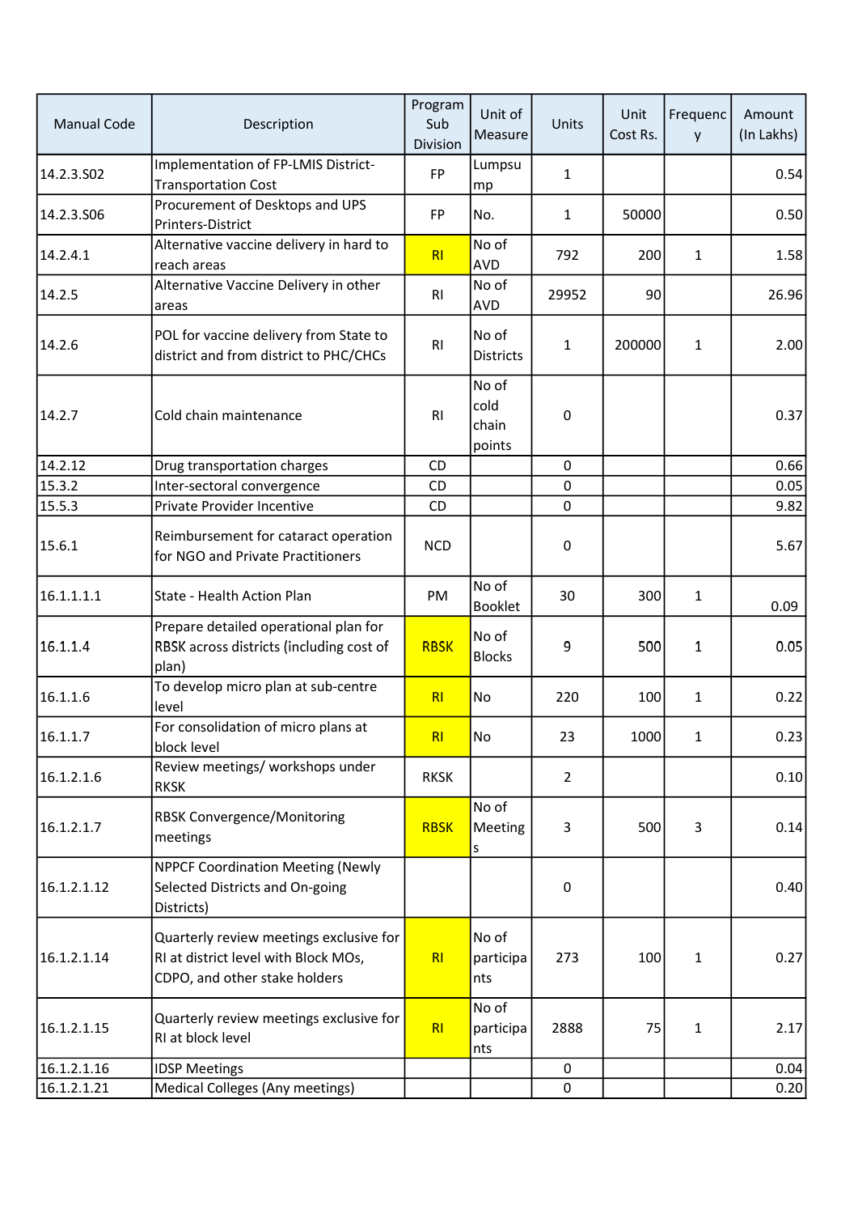| Manual Code | Description | Program Sub Division | Unit of Measure | Units | Unit Cost Rs. | Frequency | Amount (In Lakhs) |
|---|---|---|---|---|---|---|---|
| 14.2.3.S02 | Implementation of FP-LMIS District-Transportation Cost | FP | Lumpsump | 1 | | | 0.54 |
| 14.2.3.S06 | Procurement of Desktops and UPS Printers-District | FP | No. | 1 | 50000 | | 0.50 |
| 14.2.4.1 | Alternative vaccine delivery in hard to reach areas | RI | No of AVD | 792 | 200 | 1 | 1.58 |
| 14.2.5 | Alternative Vaccine Delivery in other areas | RI | No of AVD | 29952 | 90 | | 26.96 |
| 14.2.6 | POL for vaccine delivery from State to district and from district to PHC/CHCs | RI | No of Districts | 1 | 200000 | 1 | 2.00 |
| 14.2.7 | Cold chain maintenance | RI | No of cold chain points | 0 | | | 0.37 |
| 14.2.12 | Drug transportation charges | CD | | 0 | | | 0.66 |
| 15.3.2 | Inter-sectoral convergence | CD | | 0 | | | 0.05 |
| 15.5.3 | Private Provider Incentive | CD | | 0 | | | 9.82 |
| 15.6.1 | Reimbursement for cataract operation for NGO and Private Practitioners | NCD | | 0 | | | 5.67 |
| 16.1.1.1.1 | State - Health Action Plan | PM | No of Booklet | 30 | 300 | 1 | 0.09 |
| 16.1.1.4 | Prepare detailed operational plan for RBSK across districts (including cost of plan) | RBSK | No of Blocks | 9 | 500 | 1 | 0.05 |
| 16.1.1.6 | To develop micro plan at sub-centre level | RI | No | 220 | 100 | 1 | 0.22 |
| 16.1.1.7 | For consolidation of micro plans at block level | RI | No | 23 | 1000 | 1 | 0.23 |
| 16.1.2.1.6 | Review meetings/ workshops under RKSK | RKSK | | 2 | | | 0.10 |
| 16.1.2.1.7 | RBSK Convergence/Monitoring meetings | RBSK | No of Meetings | 3 | 500 | 3 | 0.14 |
| 16.1.2.1.12 | NPPCF Coordination Meeting (Newly Selected Districts and On-going Districts) | | | 0 | | | 0.40 |
| 16.1.2.1.14 | Quarterly review meetings exclusive for RI at district level with Block MOs, CDPO, and other stake holders | RI | No of participants | 273 | 100 | 1 | 0.27 |
| 16.1.2.1.15 | Quarterly review meetings exclusive for RI at block level | RI | No of participants | 2888 | 75 | 1 | 2.17 |
| 16.1.2.1.16 | IDSP Meetings | | | 0 | | | 0.04 |
| 16.1.2.1.21 | Medical Colleges (Any meetings) | | | 0 | | | 0.20 |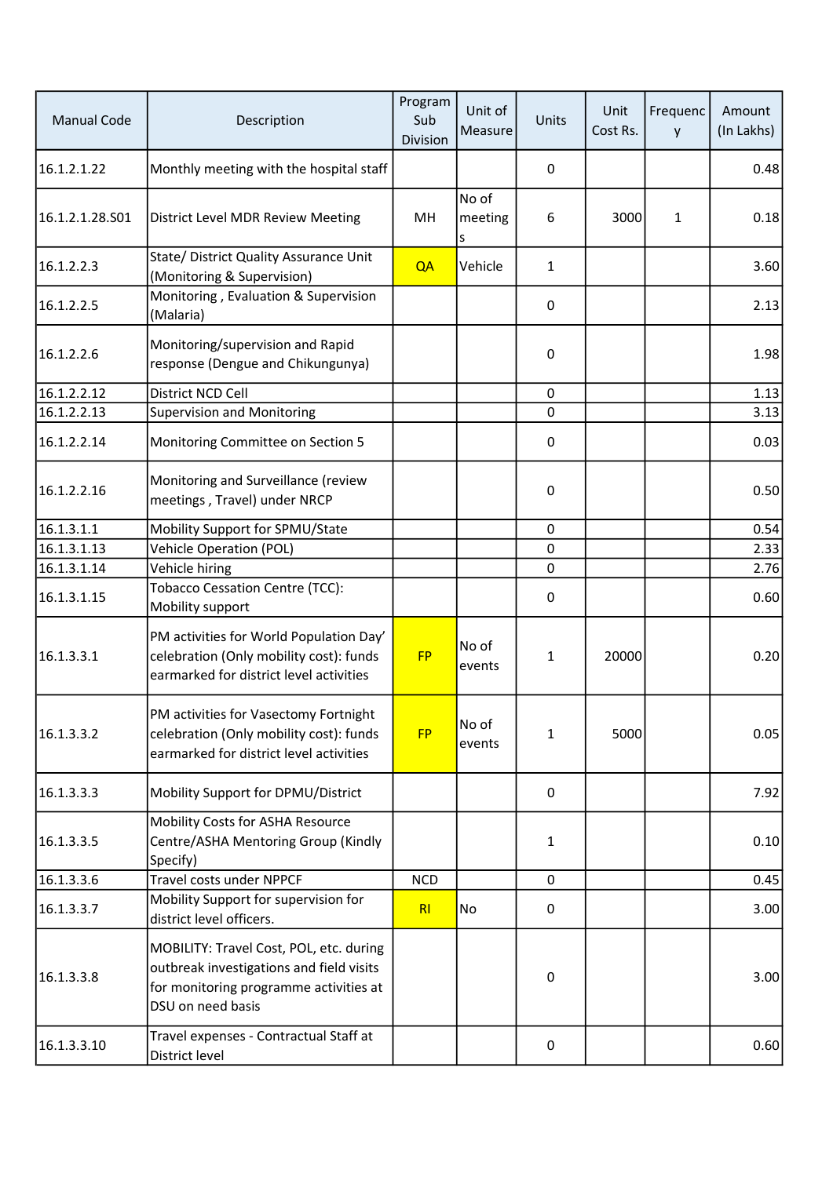| Manual Code | Description | Program Sub Division | Unit of Measure | Units | Unit Cost Rs. | Frequency | Amount (In Lakhs) |
|---|---|---|---|---|---|---|---|
| 16.1.2.1.22 | Monthly meeting with the hospital staff | | | 0 | | | 0.48 |
| 16.1.2.1.28.S01 | District Level MDR Review Meeting | MH | No of meetings | 6 | 3000 | 1 | 0.18 |
| 16.1.2.2.3 | State/ District Quality Assurance Unit (Monitoring & Supervision) | QA | Vehicle | 1 | | | 3.60 |
| 16.1.2.2.5 | Monitoring , Evaluation & Supervision (Malaria) | | | 0 | | | 2.13 |
| 16.1.2.2.6 | Monitoring/supervision and Rapid response (Dengue and Chikungunya) | | | 0 | | | 1.98 |
| 16.1.2.2.12 | District NCD Cell | | | 0 | | | 1.13 |
| 16.1.2.2.13 | Supervision and Monitoring | | | 0 | | | 3.13 |
| 16.1.2.2.14 | Monitoring Committee on Section 5 | | | 0 | | | 0.03 |
| 16.1.2.2.16 | Monitoring and Surveillance (review meetings , Travel) under NRCP | | | 0 | | | 0.50 |
| 16.1.3.1.1 | Mobility Support for SPMU/State | | | 0 | | | 0.54 |
| 16.1.3.1.13 | Vehicle Operation (POL) | | | 0 | | | 2.33 |
| 16.1.3.1.14 | Vehicle hiring | | | 0 | | | 2.76 |
| 16.1.3.1.15 | Tobacco Cessation Centre (TCC): Mobility support | | | 0 | | | 0.60 |
| 16.1.3.3.1 | PM activities for World Population Day' celebration (Only mobility cost): funds earmarked for district level activities | FP | No of events | 1 | 20000 | | 0.20 |
| 16.1.3.3.2 | PM activities for Vasectomy Fortnight celebration (Only mobility cost): funds earmarked for district level activities | FP | No of events | 1 | 5000 | | 0.05 |
| 16.1.3.3.3 | Mobility Support for DPMU/District | | | 0 | | | 7.92 |
| 16.1.3.3.5 | Mobility Costs for ASHA Resource Centre/ASHA Mentoring Group (Kindly Specify) | | | 1 | | | 0.10 |
| 16.1.3.3.6 | Travel costs under NPPCF | NCD | | 0 | | | 0.45 |
| 16.1.3.3.7 | Mobility Support for supervision for district level officers. | RI | No | 0 | | | 3.00 |
| 16.1.3.3.8 | MOBILITY: Travel Cost, POL, etc. during outbreak investigations and field visits for monitoring programme activities at DSU on need basis | | | 0 | | | 3.00 |
| 16.1.3.3.10 | Travel expenses - Contractual Staff at District level | | | 0 | | | 0.60 |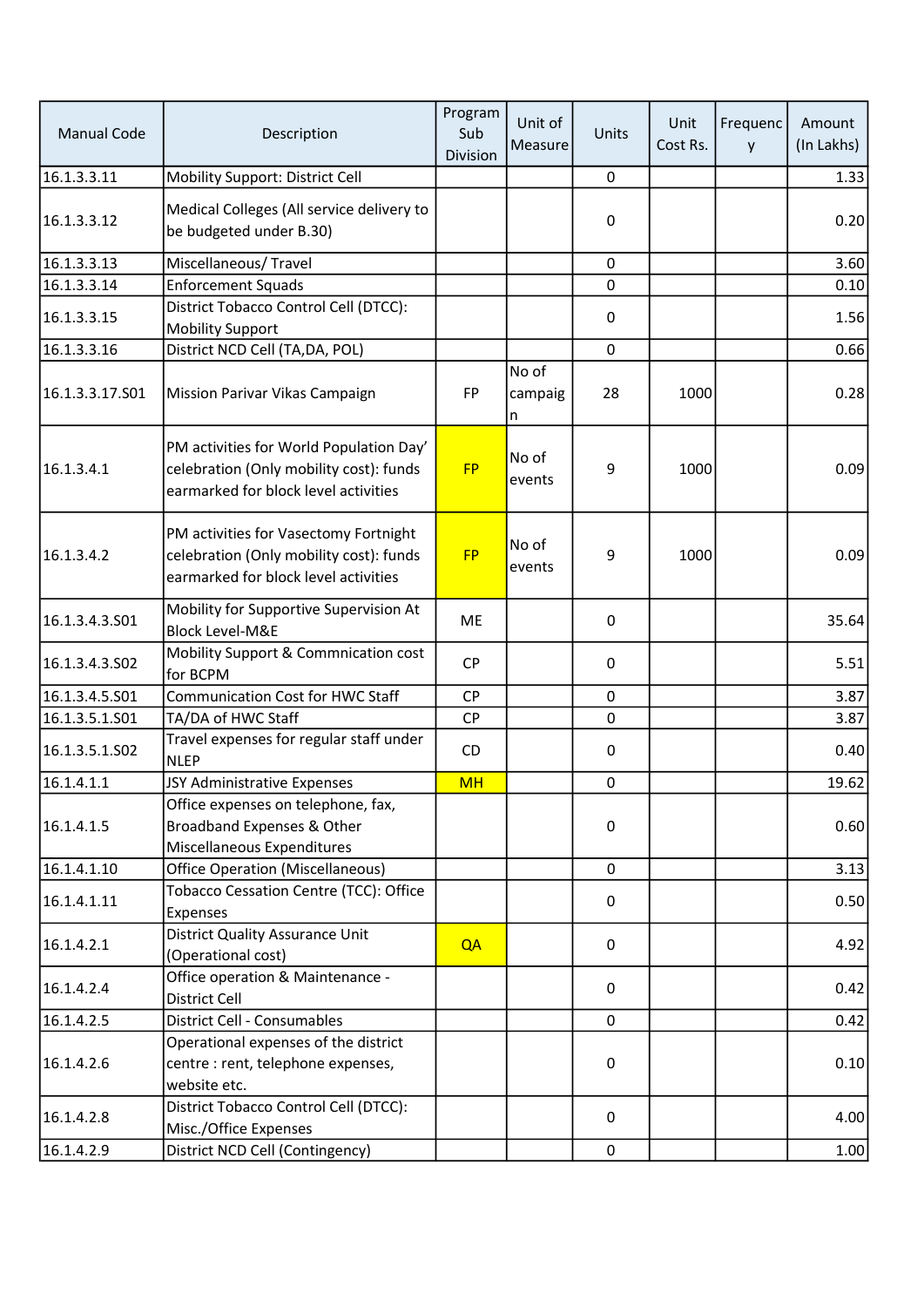| Manual Code | Description | Program Sub Division | Unit of Measure | Units | Unit Cost Rs. | Frequency | Amount (In Lakhs) |
|---|---|---|---|---|---|---|---|
| 16.1.3.3.11 | Mobility Support: District Cell | | | 0 | | | 1.33 |
| 16.1.3.3.12 | Medical Colleges (All service delivery to be budgeted under B.30) | | | 0 | | | 0.20 |
| 16.1.3.3.13 | Miscellaneous/ Travel | | | 0 | | | 3.60 |
| 16.1.3.3.14 | Enforcement Squads | | | 0 | | | 0.10 |
| 16.1.3.3.15 | District Tobacco Control Cell (DTCC): Mobility Support | | | 0 | | | 1.56 |
| 16.1.3.3.16 | District NCD Cell (TA,DA, POL) | | | 0 | | | 0.66 |
| 16.1.3.3.17.S01 | Mission Parivar Vikas Campaign | FP | No of campaign | 28 | 1000 | | 0.28 |
| 16.1.3.4.1 | PM activities for World Population Day' celebration (Only mobility cost): funds earmarked for block level activities | FP | No of events | 9 | 1000 | | 0.09 |
| 16.1.3.4.2 | PM activities for Vasectomy Fortnight celebration (Only mobility cost): funds earmarked for block level activities | FP | No of events | 9 | 1000 | | 0.09 |
| 16.1.3.4.3.S01 | Mobility for Supportive Supervision At Block Level-M&E | ME | | 0 | | | 35.64 |
| 16.1.3.4.3.S02 | Mobility Support & Commnication cost for BCPM | CP | | 0 | | | 5.51 |
| 16.1.3.4.5.S01 | Communication Cost for HWC Staff | CP | | 0 | | | 3.87 |
| 16.1.3.5.1.S01 | TA/DA of HWC Staff | CP | | 0 | | | 3.87 |
| 16.1.3.5.1.S02 | Travel expenses for regular staff under NLEP | CD | | 0 | | | 0.40 |
| 16.1.4.1.1 | JSY Administrative Expenses | MH | | 0 | | | 19.62 |
| 16.1.4.1.5 | Office expenses on telephone, fax, Broadband Expenses & Other Miscellaneous Expenditures | | | 0 | | | 0.60 |
| 16.1.4.1.10 | Office Operation (Miscellaneous) | | | 0 | | | 3.13 |
| 16.1.4.1.11 | Tobacco Cessation Centre (TCC): Office Expenses | | | 0 | | | 0.50 |
| 16.1.4.2.1 | District Quality Assurance Unit (Operational cost) | QA | | 0 | | | 4.92 |
| 16.1.4.2.4 | Office operation & Maintenance - District Cell | | | 0 | | | 0.42 |
| 16.1.4.2.5 | District Cell - Consumables | | | 0 | | | 0.42 |
| 16.1.4.2.6 | Operational expenses of the district centre : rent, telephone expenses, website etc. | | | 0 | | | 0.10 |
| 16.1.4.2.8 | District Tobacco Control Cell (DTCC): Misc./Office Expenses | | | 0 | | | 4.00 |
| 16.1.4.2.9 | District NCD Cell (Contingency) | | | 0 | | | 1.00 |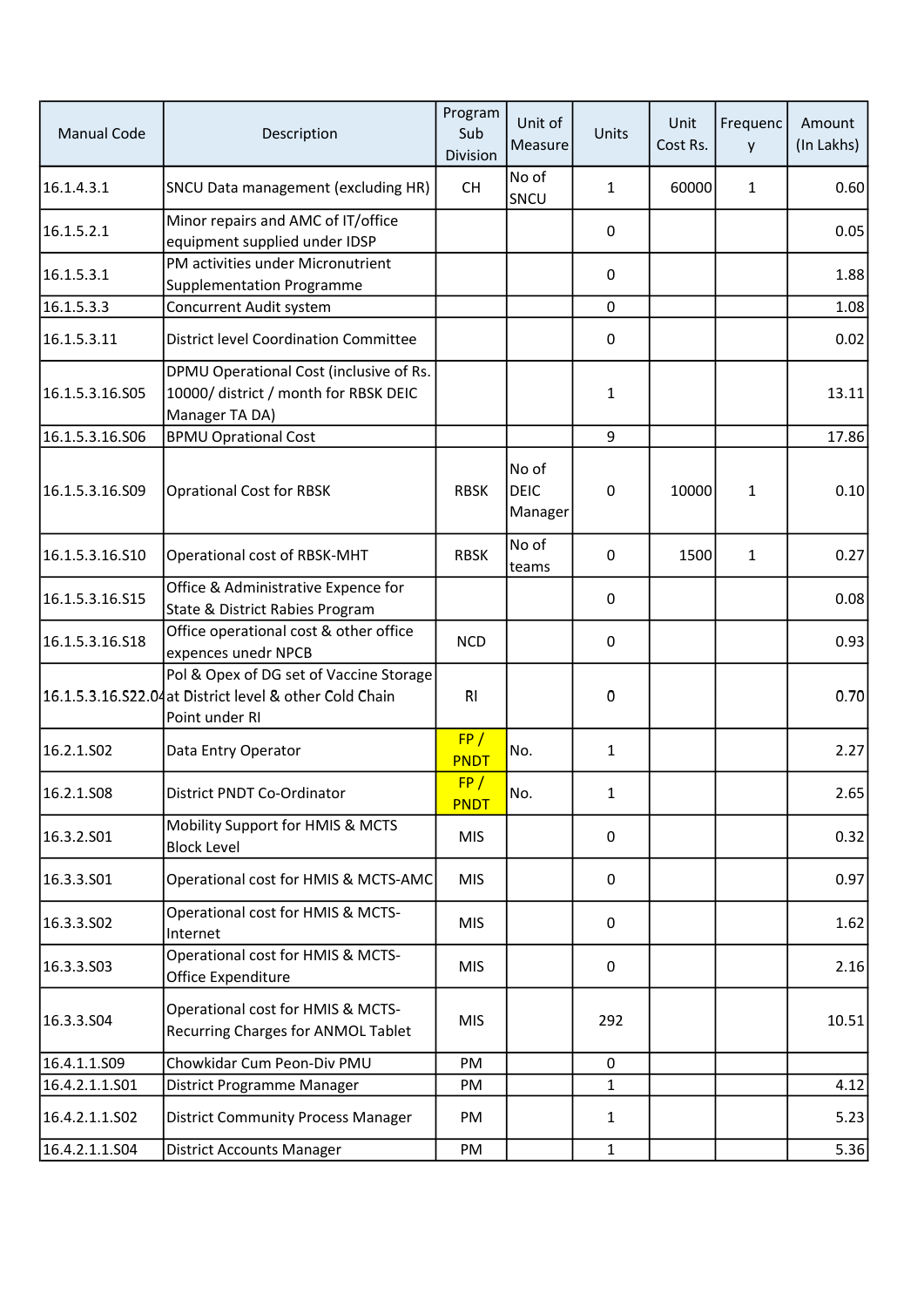| Manual Code | Description | Program Sub Division | Unit of Measure | Units | Unit Cost Rs. | Frequency | Amount (In Lakhs) |
|---|---|---|---|---|---|---|---|
| 16.1.4.3.1 | SNCU Data management (excluding HR) | CH | No of SNCU | 1 | 60000 | 1 | 0.60 |
| 16.1.5.2.1 | Minor repairs and AMC of IT/office equipment supplied under IDSP | | | 0 | | | 0.05 |
| 16.1.5.3.1 | PM activities under Micronutrient Supplementation Programme | | | 0 | | | 1.88 |
| 16.1.5.3.3 | Concurrent Audit system | | | 0 | | | 1.08 |
| 16.1.5.3.11 | District level Coordination Committee | | | 0 | | | 0.02 |
| 16.1.5.3.16.S05 | DPMU Operational Cost (inclusive of Rs. 10000/ district / month for RBSK DEIC Manager TA DA) | | | 1 | | | 13.11 |
| 16.1.5.3.16.S06 | BPMU Oprational Cost | | | 9 | | | 17.86 |
| 16.1.5.3.16.S09 | Oprational Cost for RBSK | RBSK | No of DEIC Manager | 0 | 10000 | 1 | 0.10 |
| 16.1.5.3.16.S10 | Operational cost of RBSK-MHT | RBSK | No of teams | 0 | 1500 | 1 | 0.27 |
| 16.1.5.3.16.S15 | Office & Administrative Expence for State & District Rabies Program | | | 0 | | | 0.08 |
| 16.1.5.3.16.S18 | Office operational cost & other office expences unedr NPCB | NCD | | 0 | | | 0.93 |
| 16.1.5.3.16.S22.04 | Pol & Opex of DG set of Vaccine Storage at District level & other Cold Chain Point under RI | RI | | 0 | | | 0.70 |
| 16.2.1.S02 | Data Entry Operator | FP / PNDT | No. | 1 | | | 2.27 |
| 16.2.1.S08 | District PNDT Co-Ordinator | FP / PNDT | No. | 1 | | | 2.65 |
| 16.3.2.S01 | Mobility Support for HMIS & MCTS Block Level | MIS | | 0 | | | 0.32 |
| 16.3.3.S01 | Operational cost for HMIS & MCTS-AMC | MIS | | 0 | | | 0.97 |
| 16.3.3.S02 | Operational cost for HMIS & MCTS-Internet | MIS | | 0 | | | 1.62 |
| 16.3.3.S03 | Operational cost for HMIS & MCTS-Office Expenditure | MIS | | 0 | | | 2.16 |
| 16.3.3.S04 | Operational cost for HMIS & MCTS-Recurring Charges for ANMOL Tablet | MIS | | 292 | | | 10.51 |
| 16.4.1.1.S09 | Chowkidar Cum Peon-Div PMU | PM | | 0 | | | |
| 16.4.2.1.1.S01 | District Programme Manager | PM | | 1 | | | 4.12 |
| 16.4.2.1.1.S02 | District Community Process Manager | PM | | 1 | | | 5.23 |
| 16.4.2.1.1.S04 | District Accounts Manager | PM | | 1 | | | 5.36 |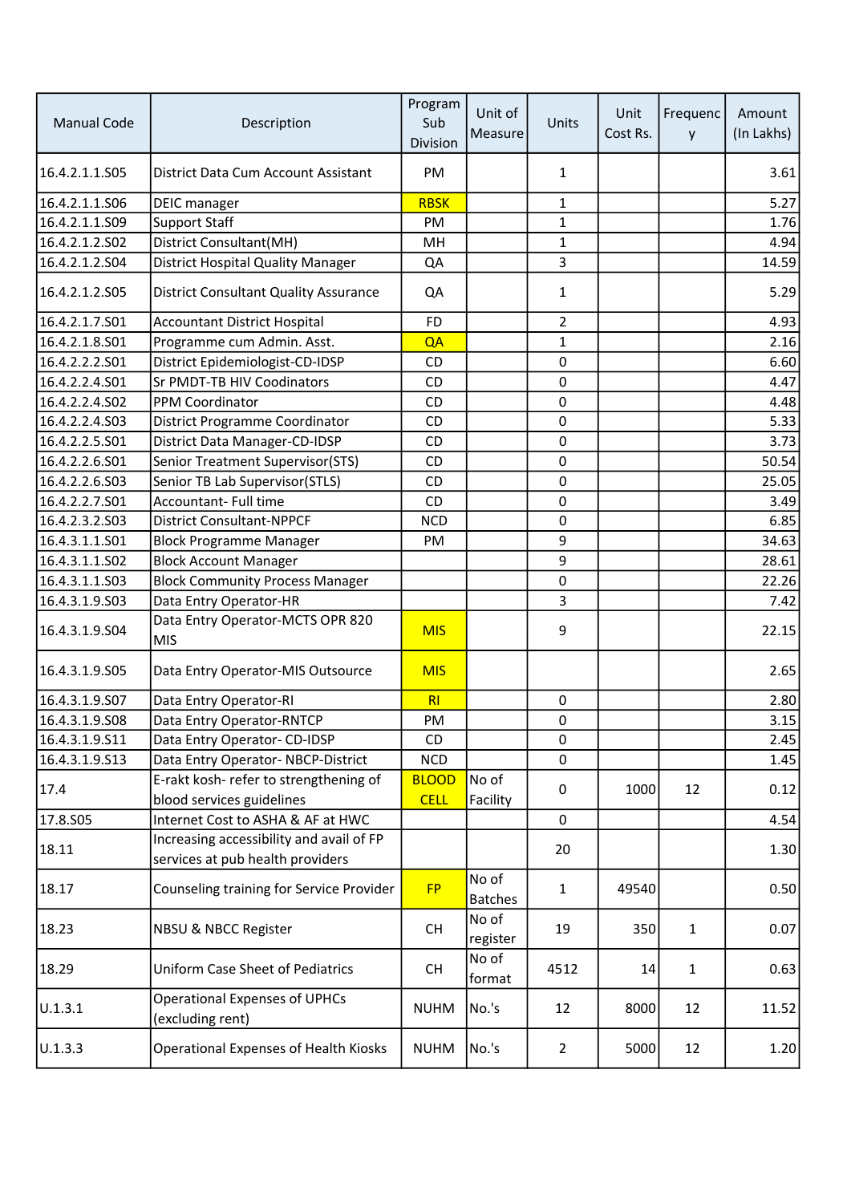| Manual Code | Description | Program Sub Division | Unit of Measure | Units | Unit Cost Rs. | Frequency | Amount (In Lakhs) |
|---|---|---|---|---|---|---|---|
| 16.4.2.1.1.S05 | District Data Cum Account Assistant | PM | | 1 | | | 3.61 |
| 16.4.2.1.1.S06 | DEIC manager | RBSK | | 1 | | | 5.27 |
| 16.4.2.1.1.S09 | Support Staff | PM | | 1 | | | 1.76 |
| 16.4.2.1.2.S02 | District Consultant(MH) | MH | | 1 | | | 4.94 |
| 16.4.2.1.2.S04 | District Hospital Quality Manager | QA | | 3 | | | 14.59 |
| 16.4.2.1.2.S05 | District Consultant Quality Assurance | QA | | 1 | | | 5.29 |
| 16.4.2.1.7.S01 | Accountant District Hospital | FD | | 2 | | | 4.93 |
| 16.4.2.1.8.S01 | Programme cum Admin. Asst. | QA | | 1 | | | 2.16 |
| 16.4.2.2.2.S01 | District Epidemiologist-CD-IDSP | CD | | 0 | | | 6.60 |
| 16.4.2.2.4.S01 | Sr PMDT-TB HIV Coodinators | CD | | 0 | | | 4.47 |
| 16.4.2.2.4.S02 | PPM Coordinator | CD | | 0 | | | 4.48 |
| 16.4.2.2.4.S03 | District Programme Coordinator | CD | | 0 | | | 5.33 |
| 16.4.2.2.5.S01 | District Data Manager-CD-IDSP | CD | | 0 | | | 3.73 |
| 16.4.2.2.6.S01 | Senior Treatment Supervisor(STS) | CD | | 0 | | | 50.54 |
| 16.4.2.2.6.S03 | Senior TB Lab Supervisor(STLS) | CD | | 0 | | | 25.05 |
| 16.4.2.2.7.S01 | Accountant- Full time | CD | | 0 | | | 3.49 |
| 16.4.2.3.2.S03 | District Consultant-NPPCF | NCD | | 0 | | | 6.85 |
| 16.4.3.1.1.S01 | Block Programme Manager | PM | | 9 | | | 34.63 |
| 16.4.3.1.1.S02 | Block Account Manager | | | 9 | | | 28.61 |
| 16.4.3.1.1.S03 | Block Community Process Manager | | | 0 | | | 22.26 |
| 16.4.3.1.9.S03 | Data Entry Operator-HR | | | 3 | | | 7.42 |
| 16.4.3.1.9.S04 | Data Entry Operator-MCTS OPR 820 MIS | MIS | | 9 | | | 22.15 |
| 16.4.3.1.9.S05 | Data Entry Operator-MIS Outsource | MIS | | | | | 2.65 |
| 16.4.3.1.9.S07 | Data Entry Operator-RI | RI | | 0 | | | 2.80 |
| 16.4.3.1.9.S08 | Data Entry Operator-RNTCP | PM | | 0 | | | 3.15 |
| 16.4.3.1.9.S11 | Data Entry Operator- CD-IDSP | CD | | 0 | | | 2.45 |
| 16.4.3.1.9.S13 | Data Entry Operator- NBCP-District | NCD | | 0 | | | 1.45 |
| 17.4 | E-rakt kosh- refer to strengthening of blood services guidelines | BLOOD CELL | No of Facility | 0 | 1000 | 12 | 0.12 |
| 17.8.S05 | Internet Cost to ASHA & AF at HWC | | | 0 | | | 4.54 |
| 18.11 | Increasing accessibility and avail of FP services at pub health providers | | | 20 | | | 1.30 |
| 18.17 | Counseling training for Service Provider | FP | No of Batches | 1 | 49540 | | 0.50 |
| 18.23 | NBSU & NBCC Register | CH | No of register | 19 | 350 | 1 | 0.07 |
| 18.29 | Uniform Case Sheet of Pediatrics | CH | No of format | 4512 | 14 | 1 | 0.63 |
| U.1.3.1 | Operational Expenses of UPHCs (excluding rent) | NUHM | No.'s | 12 | 8000 | 12 | 11.52 |
| U.1.3.3 | Operational Expenses of Health Kiosks | NUHM | No.'s | 2 | 5000 | 12 | 1.20 |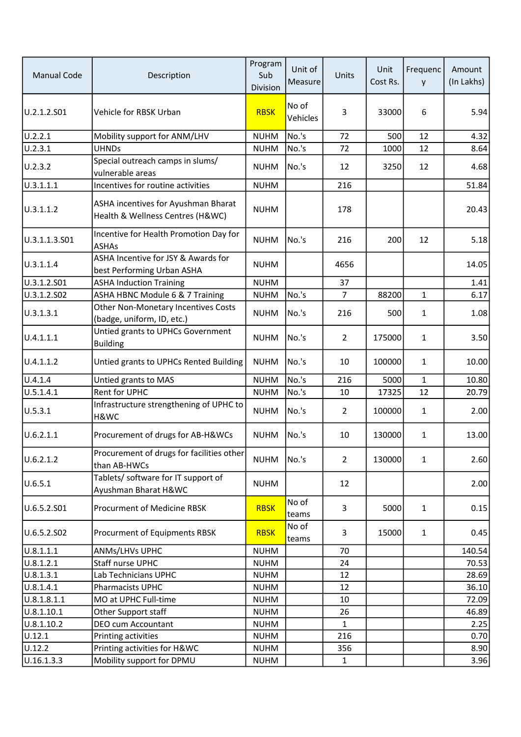| Manual Code | Description | Program Sub Division | Unit of Measure | Units | Unit Cost Rs. | Frequency | Amount (In Lakhs) |
|---|---|---|---|---|---|---|---|
| U.2.1.2.S01 | Vehicle for RBSK Urban | RBSK | No of Vehicles | 3 | 33000 | 6 | 5.94 |
| U.2.2.1 | Mobility support for ANM/LHV | NUHM | No.'s | 72 | 500 | 12 | 4.32 |
| U.2.3.1 | UHNDs | NUHM | No.'s | 72 | 1000 | 12 | 8.64 |
| U.2.3.2 | Special outreach camps in slums/ vulnerable areas | NUHM | No.'s | 12 | 3250 | 12 | 4.68 |
| U.3.1.1.1 | Incentives for routine activities | NUHM | | 216 | | | 51.84 |
| U.3.1.1.2 | ASHA incentives for Ayushman Bharat Health & Wellness Centres (H&WC) | NUHM | | 178 | | | 20.43 |
| U.3.1.1.3.S01 | Incentive for Health Promotion Day for ASHAs | NUHM | No.'s | 216 | 200 | 12 | 5.18 |
| U.3.1.1.4 | ASHA Incentive for JSY & Awards for best Performing Urban ASHA | NUHM | | 4656 | | | 14.05 |
| U.3.1.2.S01 | ASHA Induction Training | NUHM | | 37 | | | 1.41 |
| U.3.1.2.S02 | ASHA HBNC Module 6 & 7 Training | NUHM | No.'s | 7 | 88200 | 1 | 6.17 |
| U.3.1.3.1 | Other Non-Monetary Incentives Costs (badge, uniform, ID, etc.) | NUHM | No.'s | 216 | 500 | 1 | 1.08 |
| U.4.1.1.1 | Untied grants to UPHCs Government Building | NUHM | No.'s | 2 | 175000 | 1 | 3.50 |
| U.4.1.1.2 | Untied grants to UPHCs Rented Building | NUHM | No.'s | 10 | 100000 | 1 | 10.00 |
| U.4.1.4 | Untied grants to MAS | NUHM | No.'s | 216 | 5000 | 1 | 10.80 |
| U.5.1.4.1 | Rent for UPHC | NUHM | No.'s | 10 | 17325 | 12 | 20.79 |
| U.5.3.1 | Infrastructure strengthening of UPHC to H&WC | NUHM | No.'s | 2 | 100000 | 1 | 2.00 |
| U.6.2.1.1 | Procurement of drugs for AB-H&WCs | NUHM | No.'s | 10 | 130000 | 1 | 13.00 |
| U.6.2.1.2 | Procurement of drugs for facilities other than AB-HWCs | NUHM | No.'s | 2 | 130000 | 1 | 2.60 |
| U.6.5.1 | Tablets/ software for IT support of Ayushman Bharat H&WC | NUHM | | 12 | | | 2.00 |
| U.6.5.2.S01 | Procurment of Medicine RBSK | RBSK | No of teams | 3 | 5000 | 1 | 0.15 |
| U.6.5.2.S02 | Procurment of Equipments RBSK | RBSK | No of teams | 3 | 15000 | 1 | 0.45 |
| U.8.1.1.1 | ANMs/LHVs UPHC | NUHM | | 70 | | | 140.54 |
| U.8.1.2.1 | Staff nurse UPHC | NUHM | | 24 | | | 70.53 |
| U.8.1.3.1 | Lab Technicians UPHC | NUHM | | 12 | | | 28.69 |
| U.8.1.4.1 | Pharmacists UPHC | NUHM | | 12 | | | 36.10 |
| U.8.1.8.1.1 | MO at UPHC Full-time | NUHM | | 10 | | | 72.09 |
| U.8.1.10.1 | Other Support staff | NUHM | | 26 | | | 46.89 |
| U.8.1.10.2 | DEO cum Accountant | NUHM | | 1 | | | 2.25 |
| U.12.1 | Printing activities | NUHM | | 216 | | | 0.70 |
| U.12.2 | Printing activities for H&WC | NUHM | | 356 | | | 8.90 |
| U.16.1.3.3 | Mobility support for DPMU | NUHM | | 1 | | | 3.96 |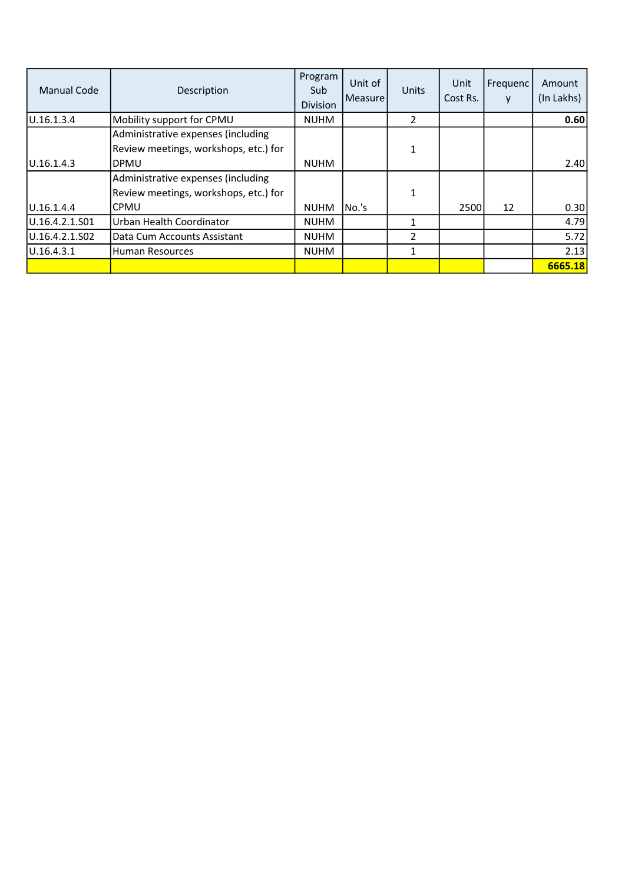| Manual Code | Description | Program Sub Division | Unit of Measure | Units | Unit Cost Rs. | Frequency | Amount (In Lakhs) |
|---|---|---|---|---|---|---|---|
| U.16.1.3.4 | Mobility support for CPMU | NUHM | | 2 | | | **0.60** |
| U.16.1.4.3 | Administrative expenses (including Review meetings, workshops, etc.) for DPMU | NUHM | | 1 | | | 2.40 |
| U.16.1.4.4 | Administrative expenses (including Review meetings, workshops, etc.) for CPMU | NUHM | No.'s | 1 | 2500 | 12 | 0.30 |
| U.16.4.2.1.S01 | Urban Health Coordinator | NUHM | | 1 | | | 4.79 |
| U.16.4.2.1.S02 | Data Cum Accounts Assistant | NUHM | | 2 | | | 5.72 |
| U.16.4.3.1 | Human Resources | NUHM | | 1 | | | 2.13 |
| | | | | | | | **6665.18** |